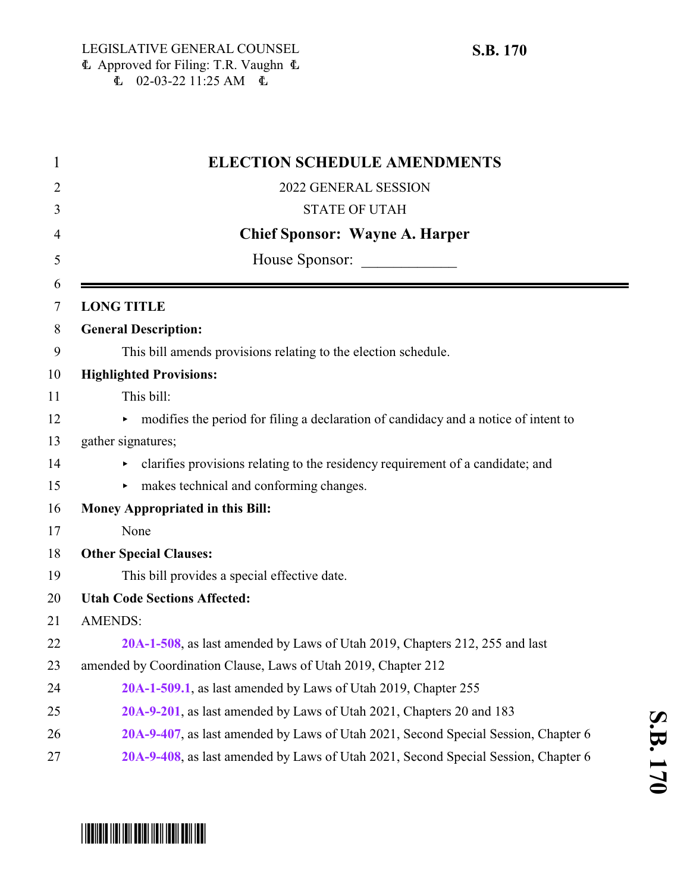LEGISLATIVE GENERAL COUNSEL
Approved for Filing: T.R. Vaughn
02-03-22 11:25 AM

**S.B. 170**

# ELECTION SCHEDULE AMENDMENTS

2022 GENERAL SESSION

STATE OF UTAH

**Chief Sponsor: Wayne A. Harper**

House Sponsor: ____________

---

**LONG TITLE**

**General Description:**

This bill amends provisions relating to the election schedule.

**Highlighted Provisions:**

This bill:

- modifies the period for filing a declaration of candidacy and a notice of intent to gather signatures;
- clarifies provisions relating to the residency requirement of a candidate; and
- makes technical and conforming changes.

**Money Appropriated in this Bill:**

None

**Other Special Clauses:**

This bill provides a special effective date.

**Utah Code Sections Affected:**

AMENDS:

**20A-1-508**, as last amended by Laws of Utah 2019, Chapters 212, 255 and last amended by Coordination Clause, Laws of Utah 2019, Chapter 212

**20A-1-509.1**, as last amended by Laws of Utah 2019, Chapter 255

**20A-9-201**, as last amended by Laws of Utah 2021, Chapters 20 and 183

**20A-9-407**, as last amended by Laws of Utah 2021, Second Special Session, Chapter 6

**20A-9-408**, as last amended by Laws of Utah 2021, Second Special Session, Chapter 6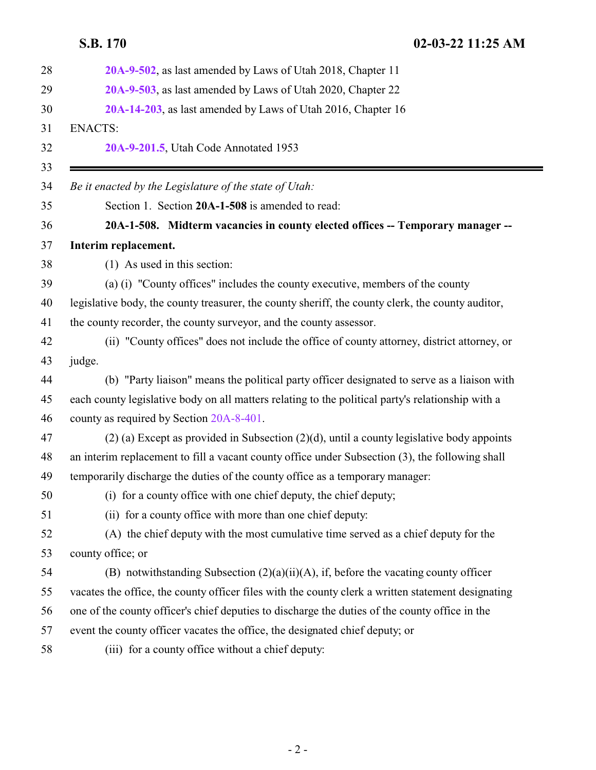**20A-9-502**, as last amended by Laws of Utah 2018, Chapter 11

**20A-9-503**, as last amended by Laws of Utah 2020, Chapter 22

**20A-14-203**, as last amended by Laws of Utah 2016, Chapter 16

ENACTS:

**20A-9-201.5**, Utah Code Annotated 1953

---

*Be it enacted by the Legislature of the state of Utah:*

Section 1. Section **20A-1-508** is amended to read:

**20A-1-508. Midterm vacancies in county elected offices -- Temporary manager -- Interim replacement.**

(1) As used in this section:

(a) (i) "County offices" includes the county executive, members of the county legislative body, the county treasurer, the county sheriff, the county clerk, the county auditor, the county recorder, the county surveyor, and the county assessor.

(ii) "County offices" does not include the office of county attorney, district attorney, or judge.

(b) "Party liaison" means the political party officer designated to serve as a liaison with each county legislative body on all matters relating to the political party's relationship with a county as required by Section 20A-8-401.

(2) (a) Except as provided in Subsection (2)(d), until a county legislative body appoints an interim replacement to fill a vacant county office under Subsection (3), the following shall temporarily discharge the duties of the county office as a temporary manager:

(i) for a county office with one chief deputy, the chief deputy;

(ii) for a county office with more than one chief deputy:

(A) the chief deputy with the most cumulative time served as a chief deputy for the county office; or

(B) notwithstanding Subsection (2)(a)(ii)(A), if, before the vacating county officer vacates the office, the county officer files with the county clerk a written statement designating one of the county officer's chief deputies to discharge the duties of the county office in the event the county officer vacates the office, the designated chief deputy; or

(iii) for a county office without a chief deputy: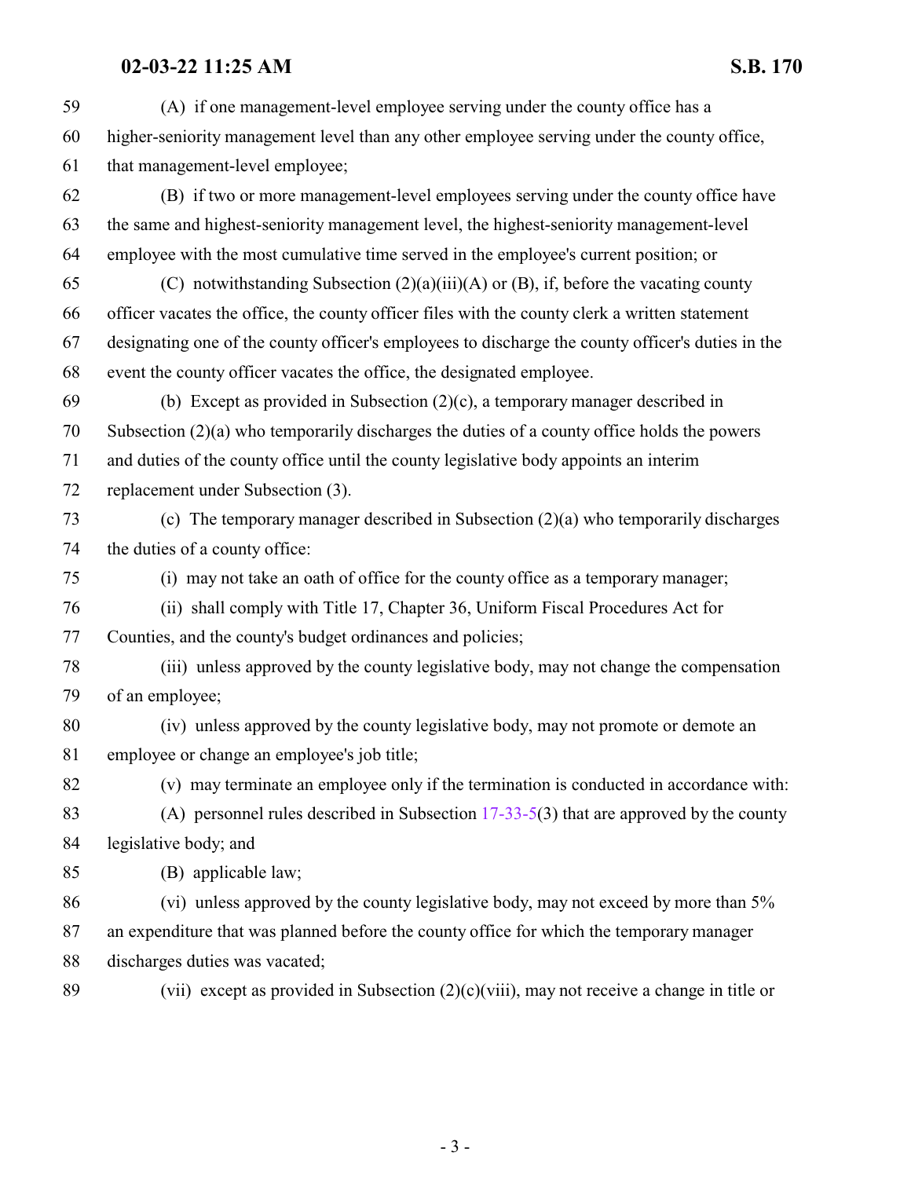(A) if one management-level employee serving under the county office has a higher-seniority management level than any other employee serving under the county office, that management-level employee;

(B) if two or more management-level employees serving under the county office have the same and highest-seniority management level, the highest-seniority management-level employee with the most cumulative time served in the employee's current position; or

(C) notwithstanding Subsection (2)(a)(iii)(A) or (B), if, before the vacating county officer vacates the office, the county officer files with the county clerk a written statement designating one of the county officer's employees to discharge the county officer's duties in the event the county officer vacates the office, the designated employee.

(b) Except as provided in Subsection (2)(c), a temporary manager described in Subsection (2)(a) who temporarily discharges the duties of a county office holds the powers and duties of the county office until the county legislative body appoints an interim replacement under Subsection (3).

(c) The temporary manager described in Subsection (2)(a) who temporarily discharges the duties of a county office:

(i) may not take an oath of office for the county office as a temporary manager;

(ii) shall comply with Title 17, Chapter 36, Uniform Fiscal Procedures Act for Counties, and the county's budget ordinances and policies;

(iii) unless approved by the county legislative body, may not change the compensation of an employee;

(iv) unless approved by the county legislative body, may not promote or demote an employee or change an employee's job title;

(v) may terminate an employee only if the termination is conducted in accordance with:

(A) personnel rules described in Subsection 17-33-5(3) that are approved by the county legislative body; and

(B) applicable law;

(vi) unless approved by the county legislative body, may not exceed by more than 5% an expenditure that was planned before the county office for which the temporary manager discharges duties was vacated;

(vii) except as provided in Subsection (2)(c)(viii), may not receive a change in title or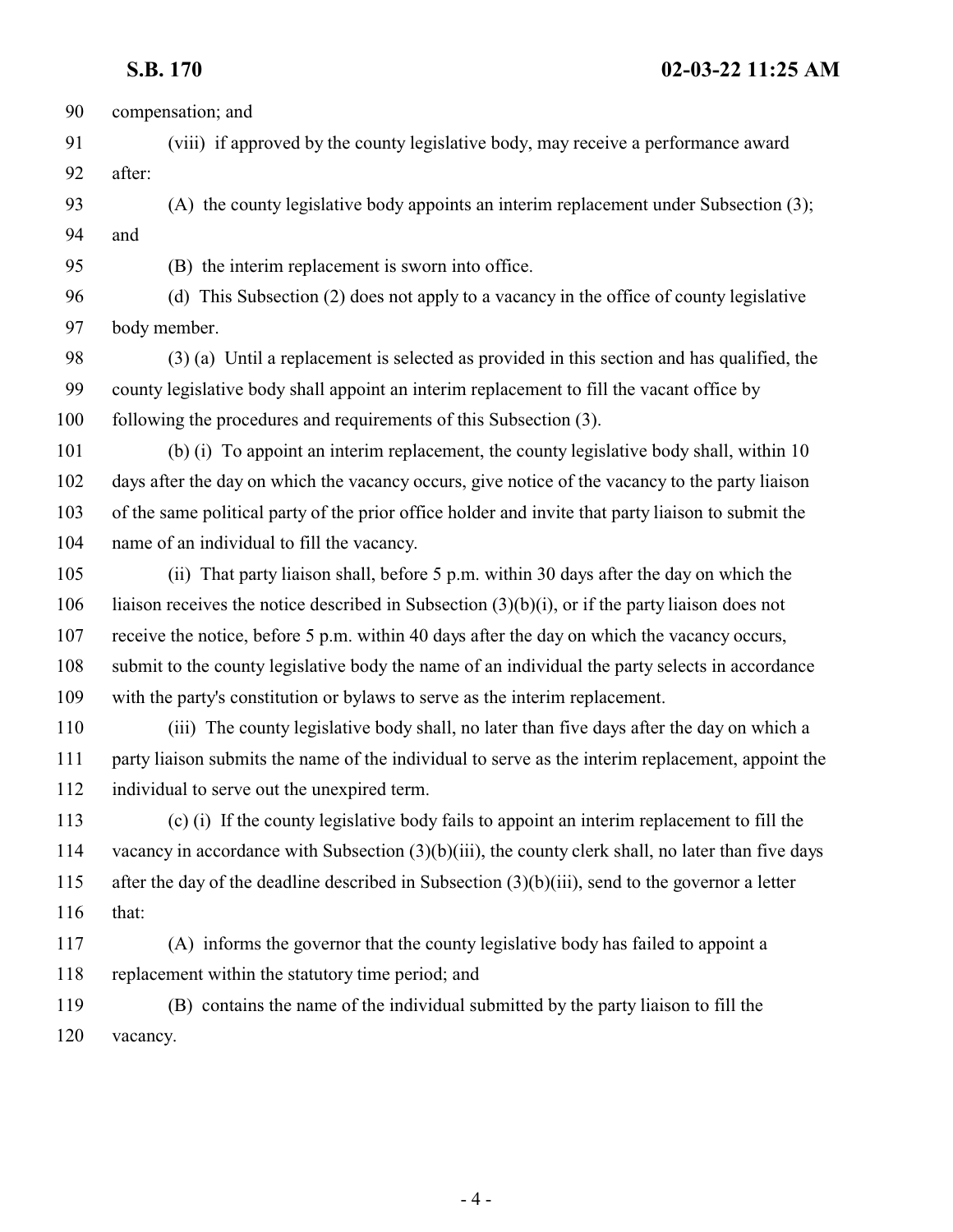compensation; and

(viii) if approved by the county legislative body, may receive a performance award after:

(A) the county legislative body appoints an interim replacement under Subsection (3); and

(B) the interim replacement is sworn into office.

(d) This Subsection (2) does not apply to a vacancy in the office of county legislative body member.

(3) (a) Until a replacement is selected as provided in this section and has qualified, the county legislative body shall appoint an interim replacement to fill the vacant office by following the procedures and requirements of this Subsection (3).

(b) (i) To appoint an interim replacement, the county legislative body shall, within 10 days after the day on which the vacancy occurs, give notice of the vacancy to the party liaison of the same political party of the prior office holder and invite that party liaison to submit the name of an individual to fill the vacancy.

(ii) That party liaison shall, before 5 p.m. within 30 days after the day on which the liaison receives the notice described in Subsection (3)(b)(i), or if the party liaison does not receive the notice, before 5 p.m. within 40 days after the day on which the vacancy occurs, submit to the county legislative body the name of an individual the party selects in accordance with the party's constitution or bylaws to serve as the interim replacement.

(iii) The county legislative body shall, no later than five days after the day on which a party liaison submits the name of the individual to serve as the interim replacement, appoint the individual to serve out the unexpired term.

(c) (i) If the county legislative body fails to appoint an interim replacement to fill the vacancy in accordance with Subsection (3)(b)(iii), the county clerk shall, no later than five days after the day of the deadline described in Subsection (3)(b)(iii), send to the governor a letter that:

(A) informs the governor that the county legislative body has failed to appoint a replacement within the statutory time period; and

(B) contains the name of the individual submitted by the party liaison to fill the vacancy.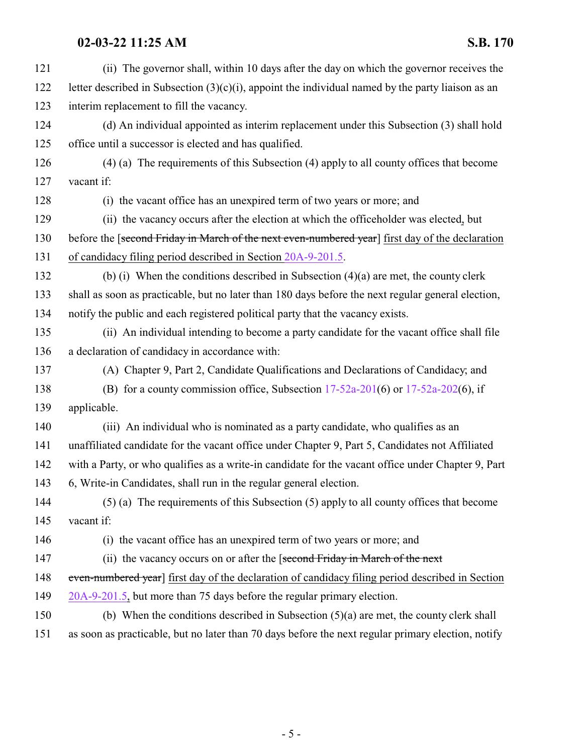(ii) The governor shall, within 10 days after the day on which the governor receives the letter described in Subsection (3)(c)(i), appoint the individual named by the party liaison as an interim replacement to fill the vacancy.

(d) An individual appointed as interim replacement under this Subsection (3) shall hold office until a successor is elected and has qualified.

(4) (a) The requirements of this Subsection (4) apply to all county offices that become vacant if:

(i) the vacant office has an unexpired term of two years or more; and

(ii) the vacancy occurs after the election at which the officeholder was elected, but before the [~~second Friday in March of the next even-numbered year~~] first day of the declaration of candidacy filing period described in Section 20A-9-201.5.

(b) (i) When the conditions described in Subsection (4)(a) are met, the county clerk shall as soon as practicable, but no later than 180 days before the next regular general election, notify the public and each registered political party that the vacancy exists.

(ii) An individual intending to become a party candidate for the vacant office shall file a declaration of candidacy in accordance with:

(A) Chapter 9, Part 2, Candidate Qualifications and Declarations of Candidacy; and

(B) for a county commission office, Subsection 17-52a-201(6) or 17-52a-202(6), if applicable.

(iii) An individual who is nominated as a party candidate, who qualifies as an unaffiliated candidate for the vacant office under Chapter 9, Part 5, Candidates not Affiliated with a Party, or who qualifies as a write-in candidate for the vacant office under Chapter 9, Part 6, Write-in Candidates, shall run in the regular general election.

(5) (a) The requirements of this Subsection (5) apply to all county offices that become vacant if:

(i) the vacant office has an unexpired term of two years or more; and

(ii) the vacancy occurs on or after the [~~second Friday in March of the next even-numbered year~~] first day of the declaration of candidacy filing period described in Section 20A-9-201.5, but more than 75 days before the regular primary election.

(b) When the conditions described in Subsection (5)(a) are met, the county clerk shall as soon as practicable, but no later than 70 days before the next regular primary election, notify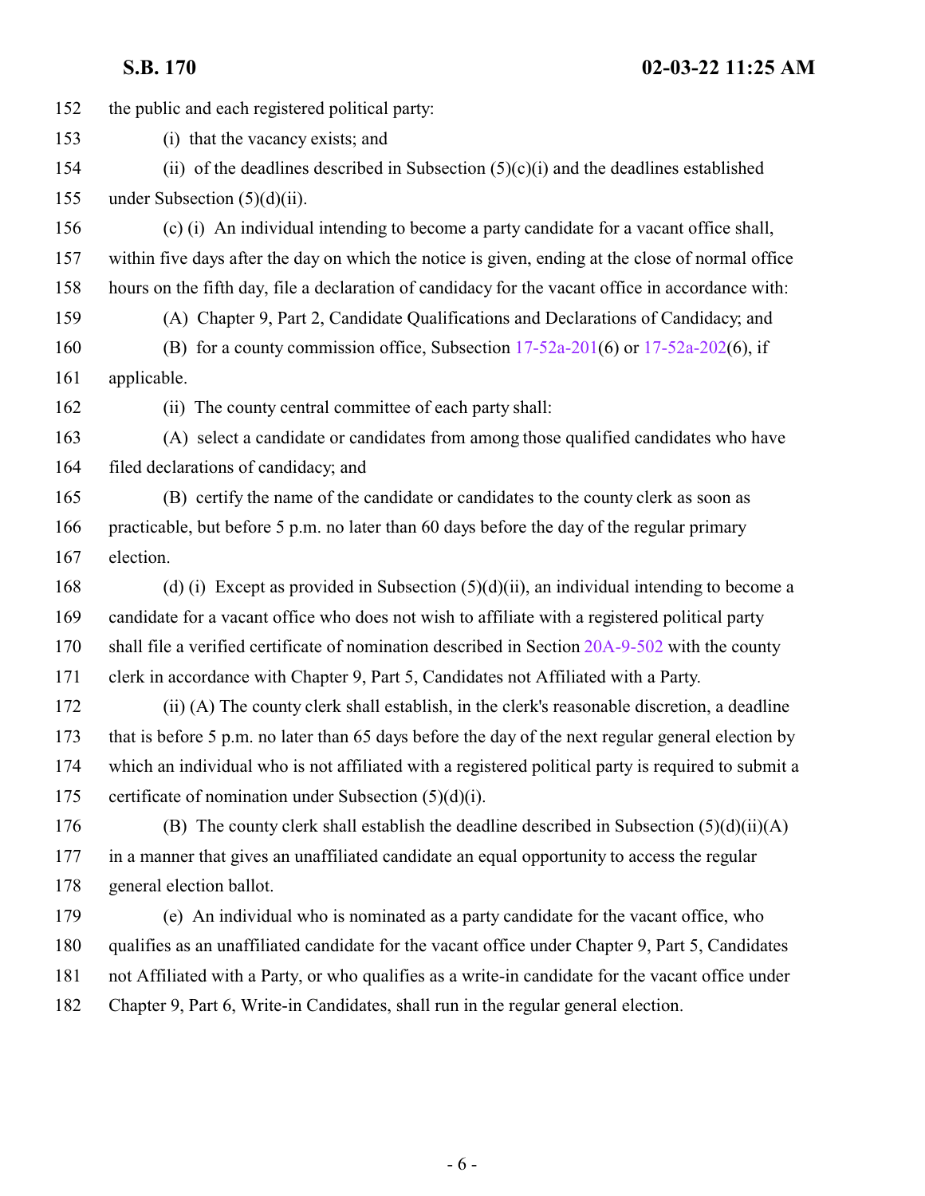the public and each registered political party:

(i) that the vacancy exists; and

(ii) of the deadlines described in Subsection (5)(c)(i) and the deadlines established under Subsection (5)(d)(ii).

(c) (i) An individual intending to become a party candidate for a vacant office shall, within five days after the day on which the notice is given, ending at the close of normal office hours on the fifth day, file a declaration of candidacy for the vacant office in accordance with:

(A) Chapter 9, Part 2, Candidate Qualifications and Declarations of Candidacy; and

(B) for a county commission office, Subsection 17-52a-201(6) or 17-52a-202(6), if applicable.

(ii) The county central committee of each party shall:

(A) select a candidate or candidates from among those qualified candidates who have filed declarations of candidacy; and

(B) certify the name of the candidate or candidates to the county clerk as soon as practicable, but before 5 p.m. no later than 60 days before the day of the regular primary election.

(d) (i) Except as provided in Subsection (5)(d)(ii), an individual intending to become a candidate for a vacant office who does not wish to affiliate with a registered political party shall file a verified certificate of nomination described in Section 20A-9-502 with the county clerk in accordance with Chapter 9, Part 5, Candidates not Affiliated with a Party.

(ii) (A) The county clerk shall establish, in the clerk's reasonable discretion, a deadline that is before 5 p.m. no later than 65 days before the day of the next regular general election by which an individual who is not affiliated with a registered political party is required to submit a certificate of nomination under Subsection (5)(d)(i).

(B) The county clerk shall establish the deadline described in Subsection (5)(d)(ii)(A) in a manner that gives an unaffiliated candidate an equal opportunity to access the regular general election ballot.

(e) An individual who is nominated as a party candidate for the vacant office, who qualifies as an unaffiliated candidate for the vacant office under Chapter 9, Part 5, Candidates not Affiliated with a Party, or who qualifies as a write-in candidate for the vacant office under Chapter 9, Part 6, Write-in Candidates, shall run in the regular general election.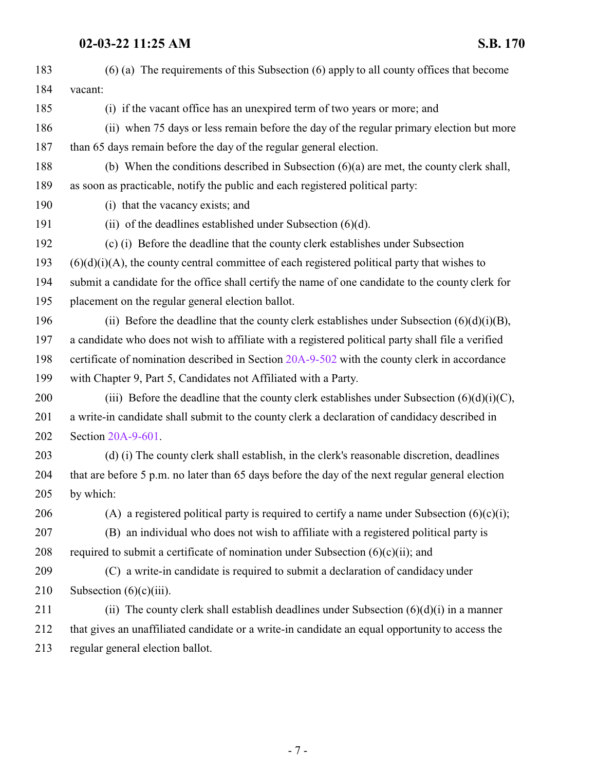(6) (a) The requirements of this Subsection (6) apply to all county offices that become vacant:

(i) if the vacant office has an unexpired term of two years or more; and

(ii) when 75 days or less remain before the day of the regular primary election but more than 65 days remain before the day of the regular general election.

(b) When the conditions described in Subsection (6)(a) are met, the county clerk shall, as soon as practicable, notify the public and each registered political party:

(i) that the vacancy exists; and

(ii) of the deadlines established under Subsection (6)(d).

(c) (i) Before the deadline that the county clerk establishes under Subsection (6)(d)(i)(A), the county central committee of each registered political party that wishes to submit a candidate for the office shall certify the name of one candidate to the county clerk for placement on the regular general election ballot.

(ii) Before the deadline that the county clerk establishes under Subsection (6)(d)(i)(B), a candidate who does not wish to affiliate with a registered political party shall file a verified certificate of nomination described in Section 20A-9-502 with the county clerk in accordance with Chapter 9, Part 5, Candidates not Affiliated with a Party.

(iii) Before the deadline that the county clerk establishes under Subsection (6)(d)(i)(C), a write-in candidate shall submit to the county clerk a declaration of candidacy described in Section 20A-9-601.

(d) (i) The county clerk shall establish, in the clerk's reasonable discretion, deadlines that are before 5 p.m. no later than 65 days before the day of the next regular general election by which:

(A) a registered political party is required to certify a name under Subsection (6)(c)(i);

(B) an individual who does not wish to affiliate with a registered political party is required to submit a certificate of nomination under Subsection (6)(c)(ii); and

(C) a write-in candidate is required to submit a declaration of candidacy under Subsection (6)(c)(iii).

(ii) The county clerk shall establish deadlines under Subsection (6)(d)(i) in a manner that gives an unaffiliated candidate or a write-in candidate an equal opportunity to access the regular general election ballot.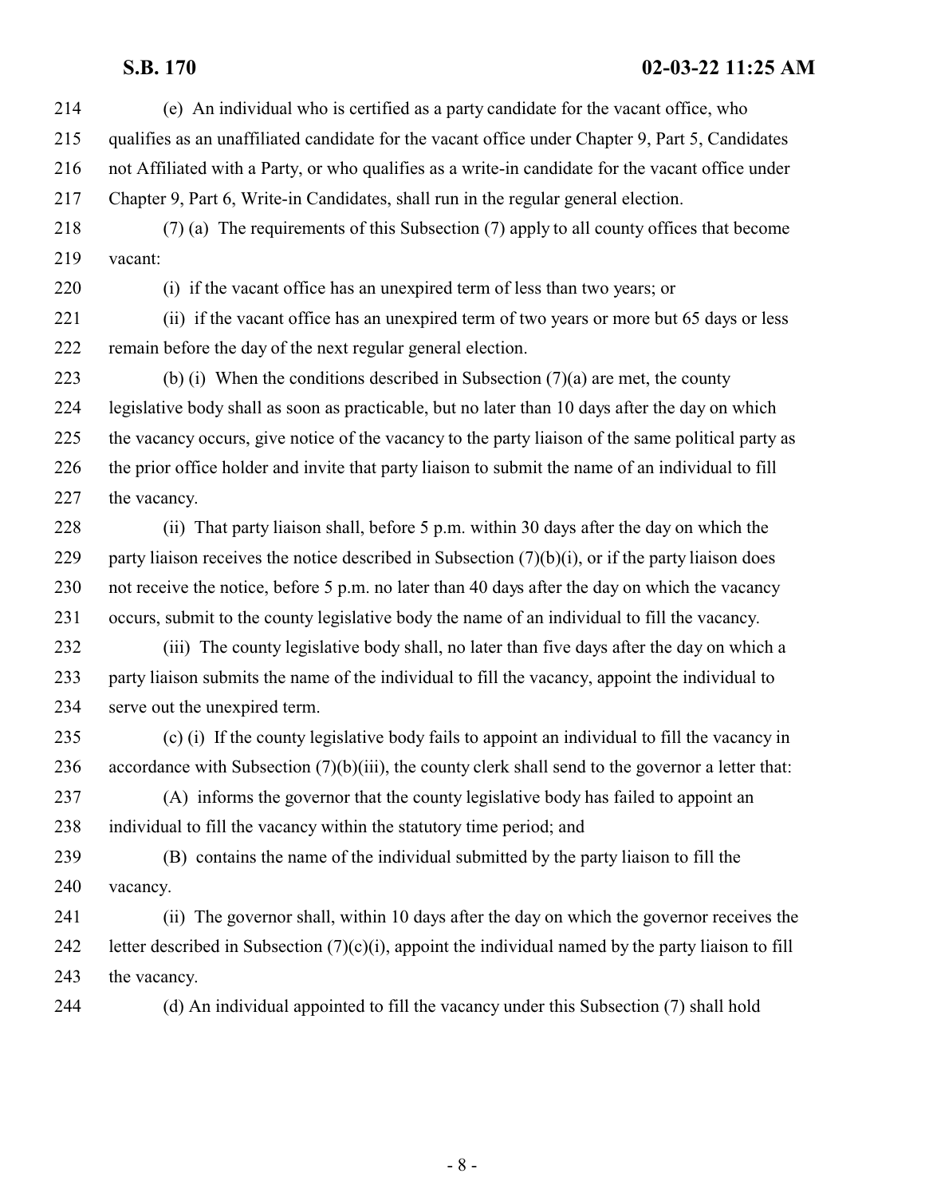(e) An individual who is certified as a party candidate for the vacant office, who qualifies as an unaffiliated candidate for the vacant office under Chapter 9, Part 5, Candidates not Affiliated with a Party, or who qualifies as a write-in candidate for the vacant office under Chapter 9, Part 6, Write-in Candidates, shall run in the regular general election.

(7) (a) The requirements of this Subsection (7) apply to all county offices that become vacant:

(i) if the vacant office has an unexpired term of less than two years; or

(ii) if the vacant office has an unexpired term of two years or more but 65 days or less remain before the day of the next regular general election.

(b) (i) When the conditions described in Subsection (7)(a) are met, the county legislative body shall as soon as practicable, but no later than 10 days after the day on which the vacancy occurs, give notice of the vacancy to the party liaison of the same political party as the prior office holder and invite that party liaison to submit the name of an individual to fill the vacancy.

(ii) That party liaison shall, before 5 p.m. within 30 days after the day on which the party liaison receives the notice described in Subsection (7)(b)(i), or if the party liaison does not receive the notice, before 5 p.m. no later than 40 days after the day on which the vacancy occurs, submit to the county legislative body the name of an individual to fill the vacancy.

(iii) The county legislative body shall, no later than five days after the day on which a party liaison submits the name of the individual to fill the vacancy, appoint the individual to serve out the unexpired term.

(c) (i) If the county legislative body fails to appoint an individual to fill the vacancy in accordance with Subsection (7)(b)(iii), the county clerk shall send to the governor a letter that:

(A) informs the governor that the county legislative body has failed to appoint an individual to fill the vacancy within the statutory time period; and

(B) contains the name of the individual submitted by the party liaison to fill the vacancy.

(ii) The governor shall, within 10 days after the day on which the governor receives the letter described in Subsection (7)(c)(i), appoint the individual named by the party liaison to fill the vacancy.

(d) An individual appointed to fill the vacancy under this Subsection (7) shall hold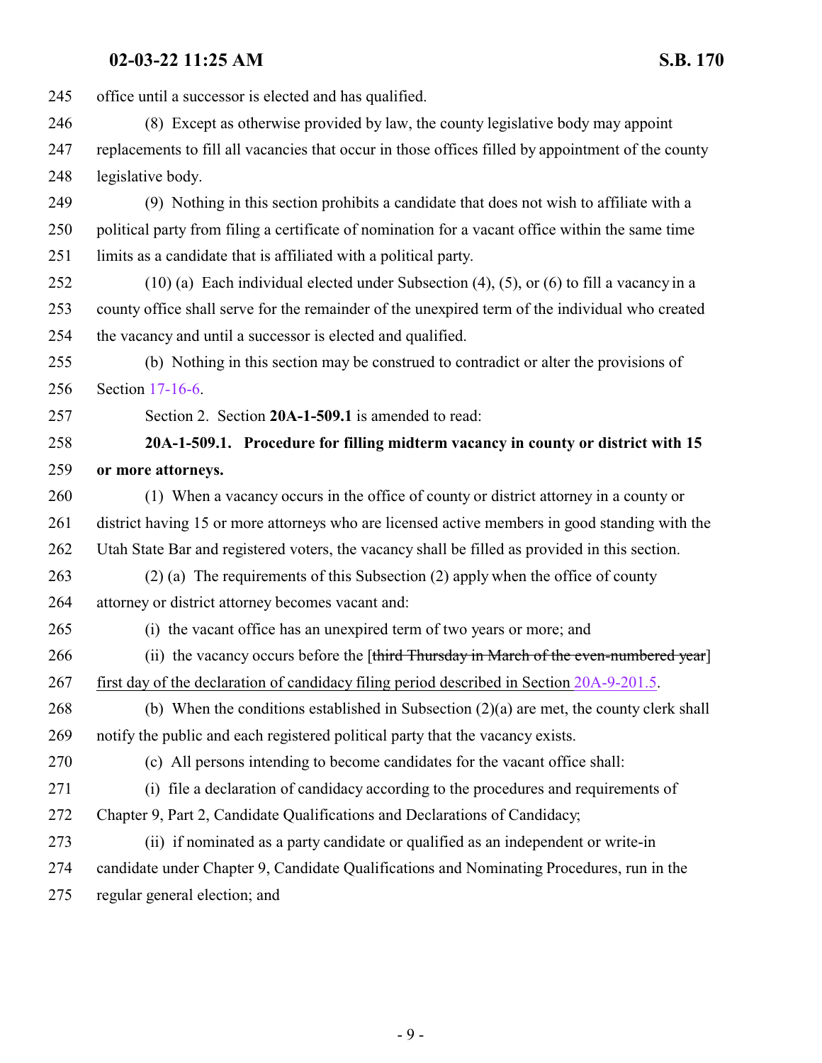office until a successor is elected and has qualified.

(8) Except as otherwise provided by law, the county legislative body may appoint replacements to fill all vacancies that occur in those offices filled by appointment of the county legislative body.

(9) Nothing in this section prohibits a candidate that does not wish to affiliate with a political party from filing a certificate of nomination for a vacant office within the same time limits as a candidate that is affiliated with a political party.

(10) (a) Each individual elected under Subsection (4), (5), or (6) to fill a vacancy in a county office shall serve for the remainder of the unexpired term of the individual who created the vacancy and until a successor is elected and qualified.

(b) Nothing in this section may be construed to contradict or alter the provisions of Section 17-16-6.

Section 2. Section **20A-1-509.1** is amended to read:

**20A-1-509.1. Procedure for filling midterm vacancy in county or district with 15 or more attorneys.**

(1) When a vacancy occurs in the office of county or district attorney in a county or district having 15 or more attorneys who are licensed active members in good standing with the Utah State Bar and registered voters, the vacancy shall be filled as provided in this section.

(2) (a) The requirements of this Subsection (2) apply when the office of county attorney or district attorney becomes vacant and:

(i) the vacant office has an unexpired term of two years or more; and

(ii) the vacancy occurs before the [~~third Thursday in March of the even-numbered year~~] first day of the declaration of candidacy filing period described in Section 20A-9-201.5.

(b) When the conditions established in Subsection (2)(a) are met, the county clerk shall notify the public and each registered political party that the vacancy exists.

(c) All persons intending to become candidates for the vacant office shall:

(i) file a declaration of candidacy according to the procedures and requirements of Chapter 9, Part 2, Candidate Qualifications and Declarations of Candidacy;

(ii) if nominated as a party candidate or qualified as an independent or write-in candidate under Chapter 9, Candidate Qualifications and Nominating Procedures, run in the regular general election; and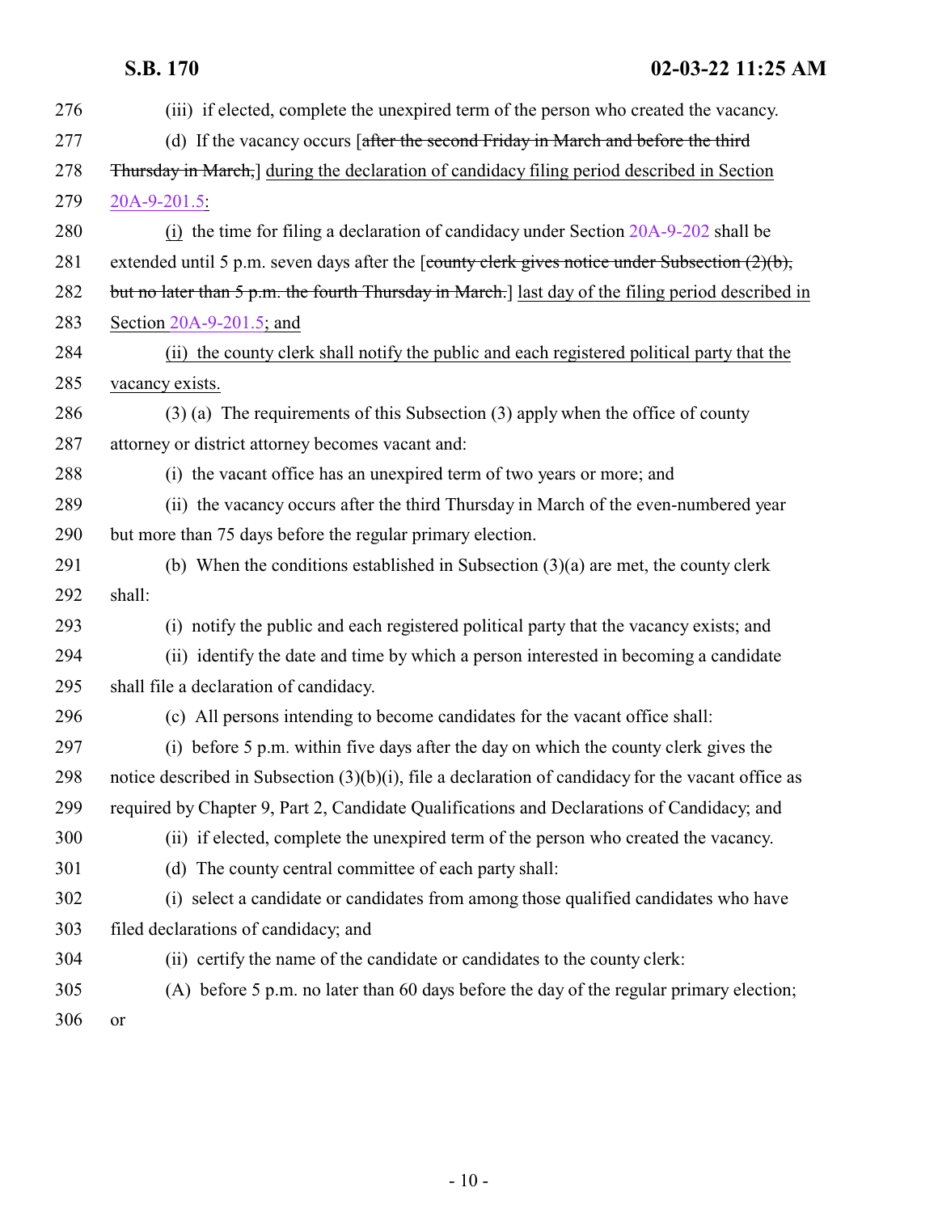276 (iii) if elected, complete the unexpired term of the person who created the vacancy.

277 (d) If the vacancy occurs [~~after the second Friday in March and before the third~~
278 ~~Thursday in March,~~] <u>during the declaration of candidacy filing period described in Section</u>
279 <u>20A-9-201.5</u>:

280 <u>(i)</u> the time for filing a declaration of candidacy under Section 20A-9-202 shall be
281 extended until 5 p.m. seven days after the [~~county clerk gives notice under Subsection (2)(b),~~
282 ~~but no later than 5 p.m. the fourth Thursday in March.~~] <u>last day of the filing period described in</u>
283 <u>Section 20A-9-201.5; and</u>

284 <u>(ii) the county clerk shall notify the public and each registered political party that the</u>
285 <u>vacancy exists.</u>

286 (3) (a) The requirements of this Subsection (3) apply when the office of county
287 attorney or district attorney becomes vacant and:

288 (i) the vacant office has an unexpired term of two years or more; and

289 (ii) the vacancy occurs after the third Thursday in March of the even-numbered year
290 but more than 75 days before the regular primary election.

291 (b) When the conditions established in Subsection (3)(a) are met, the county clerk
292 shall:

293 (i) notify the public and each registered political party that the vacancy exists; and

294 (ii) identify the date and time by which a person interested in becoming a candidate
295 shall file a declaration of candidacy.

296 (c) All persons intending to become candidates for the vacant office shall:

297 (i) before 5 p.m. within five days after the day on which the county clerk gives the
298 notice described in Subsection (3)(b)(i), file a declaration of candidacy for the vacant office as
299 required by Chapter 9, Part 2, Candidate Qualifications and Declarations of Candidacy; and

300 (ii) if elected, complete the unexpired term of the person who created the vacancy.

301 (d) The county central committee of each party shall:

302 (i) select a candidate or candidates from among those qualified candidates who have
303 filed declarations of candidacy; and

304 (ii) certify the name of the candidate or candidates to the county clerk:

305 (A) before 5 p.m. no later than 60 days before the day of the regular primary election;
306 or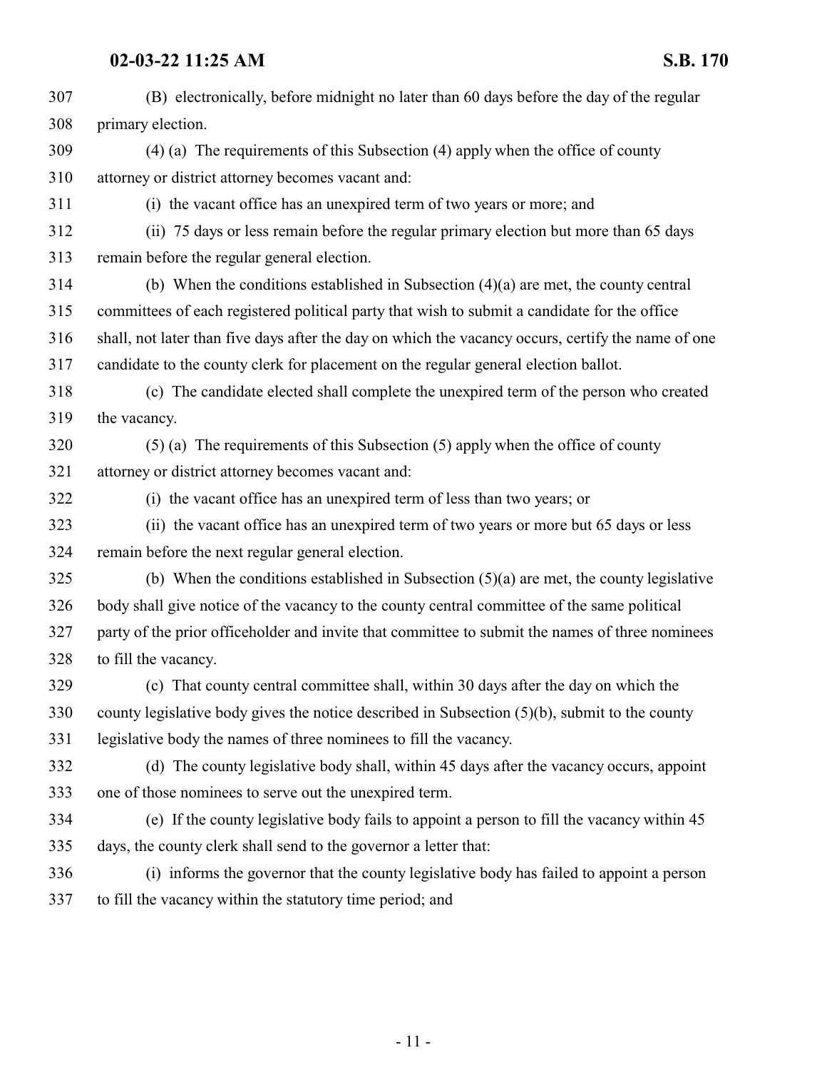(B) electronically, before midnight no later than 60 days before the day of the regular primary election.

(4) (a) The requirements of this Subsection (4) apply when the office of county attorney or district attorney becomes vacant and:

(i) the vacant office has an unexpired term of two years or more; and

(ii) 75 days or less remain before the regular primary election but more than 65 days remain before the regular general election.

(b) When the conditions established in Subsection (4)(a) are met, the county central committees of each registered political party that wish to submit a candidate for the office shall, not later than five days after the day on which the vacancy occurs, certify the name of one candidate to the county clerk for placement on the regular general election ballot.

(c) The candidate elected shall complete the unexpired term of the person who created the vacancy.

(5) (a) The requirements of this Subsection (5) apply when the office of county attorney or district attorney becomes vacant and:

(i) the vacant office has an unexpired term of less than two years; or

(ii) the vacant office has an unexpired term of two years or more but 65 days or less remain before the next regular general election.

(b) When the conditions established in Subsection (5)(a) are met, the county legislative body shall give notice of the vacancy to the county central committee of the same political party of the prior officeholder and invite that committee to submit the names of three nominees to fill the vacancy.

(c) That county central committee shall, within 30 days after the day on which the county legislative body gives the notice described in Subsection (5)(b), submit to the county legislative body the names of three nominees to fill the vacancy.

(d) The county legislative body shall, within 45 days after the vacancy occurs, appoint one of those nominees to serve out the unexpired term.

(e) If the county legislative body fails to appoint a person to fill the vacancy within 45 days, the county clerk shall send to the governor a letter that:

(i) informs the governor that the county legislative body has failed to appoint a person to fill the vacancy within the statutory time period; and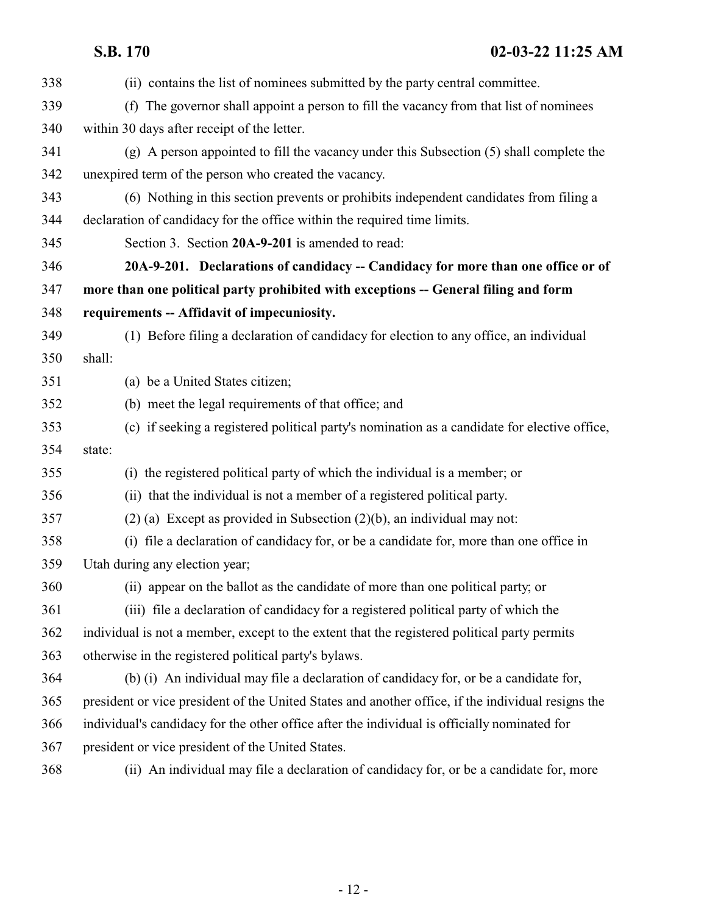(ii) contains the list of nominees submitted by the party central committee.

(f) The governor shall appoint a person to fill the vacancy from that list of nominees within 30 days after receipt of the letter.

(g) A person appointed to fill the vacancy under this Subsection (5) shall complete the unexpired term of the person who created the vacancy.

(6) Nothing in this section prevents or prohibits independent candidates from filing a declaration of candidacy for the office within the required time limits.

Section 3. Section **20A-9-201** is amended to read:

**20A-9-201. Declarations of candidacy -- Candidacy for more than one office or of more than one political party prohibited with exceptions -- General filing and form requirements -- Affidavit of impecuniosity.**

(1) Before filing a declaration of candidacy for election to any office, an individual shall:

(a) be a United States citizen;

(b) meet the legal requirements of that office; and

(c) if seeking a registered political party's nomination as a candidate for elective office, state:

(i) the registered political party of which the individual is a member; or

(ii) that the individual is not a member of a registered political party.

(2) (a) Except as provided in Subsection (2)(b), an individual may not:

(i) file a declaration of candidacy for, or be a candidate for, more than one office in Utah during any election year;

(ii) appear on the ballot as the candidate of more than one political party; or

(iii) file a declaration of candidacy for a registered political party of which the individual is not a member, except to the extent that the registered political party permits otherwise in the registered political party's bylaws.

(b) (i) An individual may file a declaration of candidacy for, or be a candidate for, president or vice president of the United States and another office, if the individual resigns the individual's candidacy for the other office after the individual is officially nominated for president or vice president of the United States.

(ii) An individual may file a declaration of candidacy for, or be a candidate for, more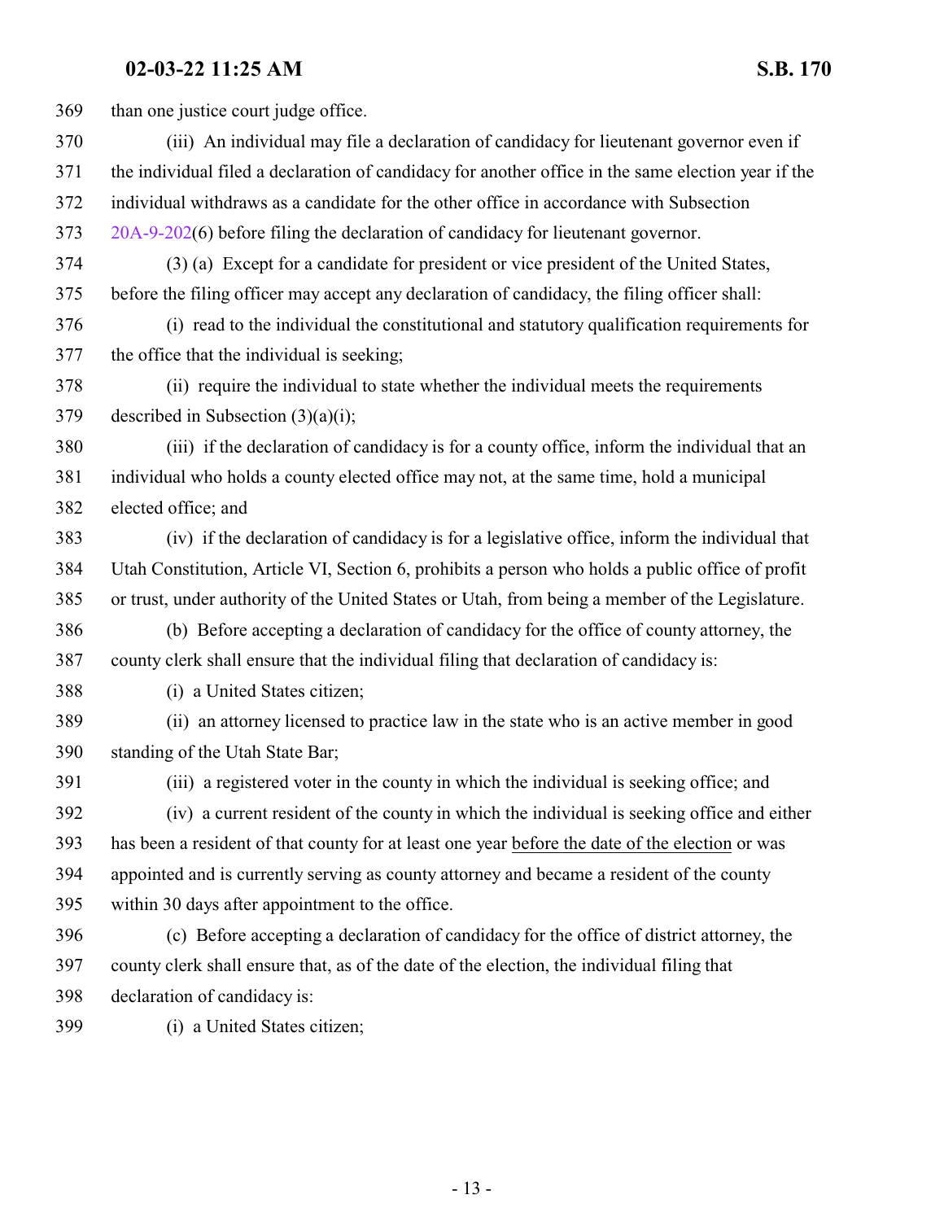than one justice court judge office.

(iii) An individual may file a declaration of candidacy for lieutenant governor even if the individual filed a declaration of candidacy for another office in the same election year if the individual withdraws as a candidate for the other office in accordance with Subsection 20A-9-202(6) before filing the declaration of candidacy for lieutenant governor.

(3) (a) Except for a candidate for president or vice president of the United States, before the filing officer may accept any declaration of candidacy, the filing officer shall:

(i) read to the individual the constitutional and statutory qualification requirements for the office that the individual is seeking;

(ii) require the individual to state whether the individual meets the requirements described in Subsection (3)(a)(i);

(iii) if the declaration of candidacy is for a county office, inform the individual that an individual who holds a county elected office may not, at the same time, hold a municipal elected office; and

(iv) if the declaration of candidacy is for a legislative office, inform the individual that Utah Constitution, Article VI, Section 6, prohibits a person who holds a public office of profit or trust, under authority of the United States or Utah, from being a member of the Legislature.

(b) Before accepting a declaration of candidacy for the office of county attorney, the county clerk shall ensure that the individual filing that declaration of candidacy is:

(i) a United States citizen;

(ii) an attorney licensed to practice law in the state who is an active member in good standing of the Utah State Bar;

(iii) a registered voter in the county in which the individual is seeking office; and

(iv) a current resident of the county in which the individual is seeking office and either has been a resident of that county for at least one year <u>before the date of the election</u> or was appointed and is currently serving as county attorney and became a resident of the county within 30 days after appointment to the office.

(c) Before accepting a declaration of candidacy for the office of district attorney, the county clerk shall ensure that, as of the date of the election, the individual filing that declaration of candidacy is:

(i) a United States citizen;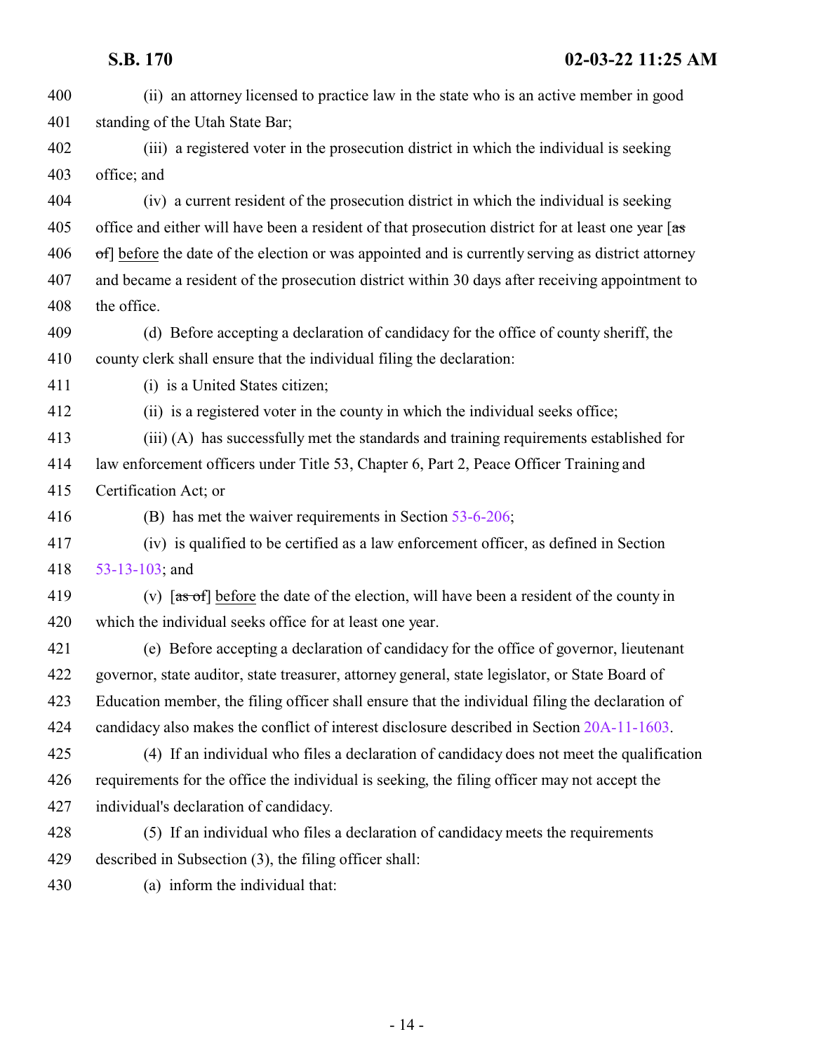400 (ii) an attorney licensed to practice law in the state who is an active member in good
401 standing of the Utah State Bar;
402 (iii) a registered voter in the prosecution district in which the individual is seeking
403 office; and
404 (iv) a current resident of the prosecution district in which the individual is seeking
405 office and either will have been a resident of that prosecution district for at least one year [~~as~~
406 ~~of~~] before the date of the election or was appointed and is currently serving as district attorney
407 and became a resident of the prosecution district within 30 days after receiving appointment to
408 the office.
409 (d) Before accepting a declaration of candidacy for the office of county sheriff, the
410 county clerk shall ensure that the individual filing the declaration:
411 (i) is a United States citizen;
412 (ii) is a registered voter in the county in which the individual seeks office;
413 (iii) (A) has successfully met the standards and training requirements established for
414 law enforcement officers under Title 53, Chapter 6, Part 2, Peace Officer Training and
415 Certification Act; or
416 (B) has met the waiver requirements in Section 53-6-206;
417 (iv) is qualified to be certified as a law enforcement officer, as defined in Section
418 53-13-103; and
419 (v) [~~as of~~] before the date of the election, will have been a resident of the county in
420 which the individual seeks office for at least one year.
421 (e) Before accepting a declaration of candidacy for the office of governor, lieutenant
422 governor, state auditor, state treasurer, attorney general, state legislator, or State Board of
423 Education member, the filing officer shall ensure that the individual filing the declaration of
424 candidacy also makes the conflict of interest disclosure described in Section 20A-11-1603.
425 (4) If an individual who files a declaration of candidacy does not meet the qualification
426 requirements for the office the individual is seeking, the filing officer may not accept the
427 individual's declaration of candidacy.
428 (5) If an individual who files a declaration of candidacy meets the requirements
429 described in Subsection (3), the filing officer shall:
430 (a) inform the individual that: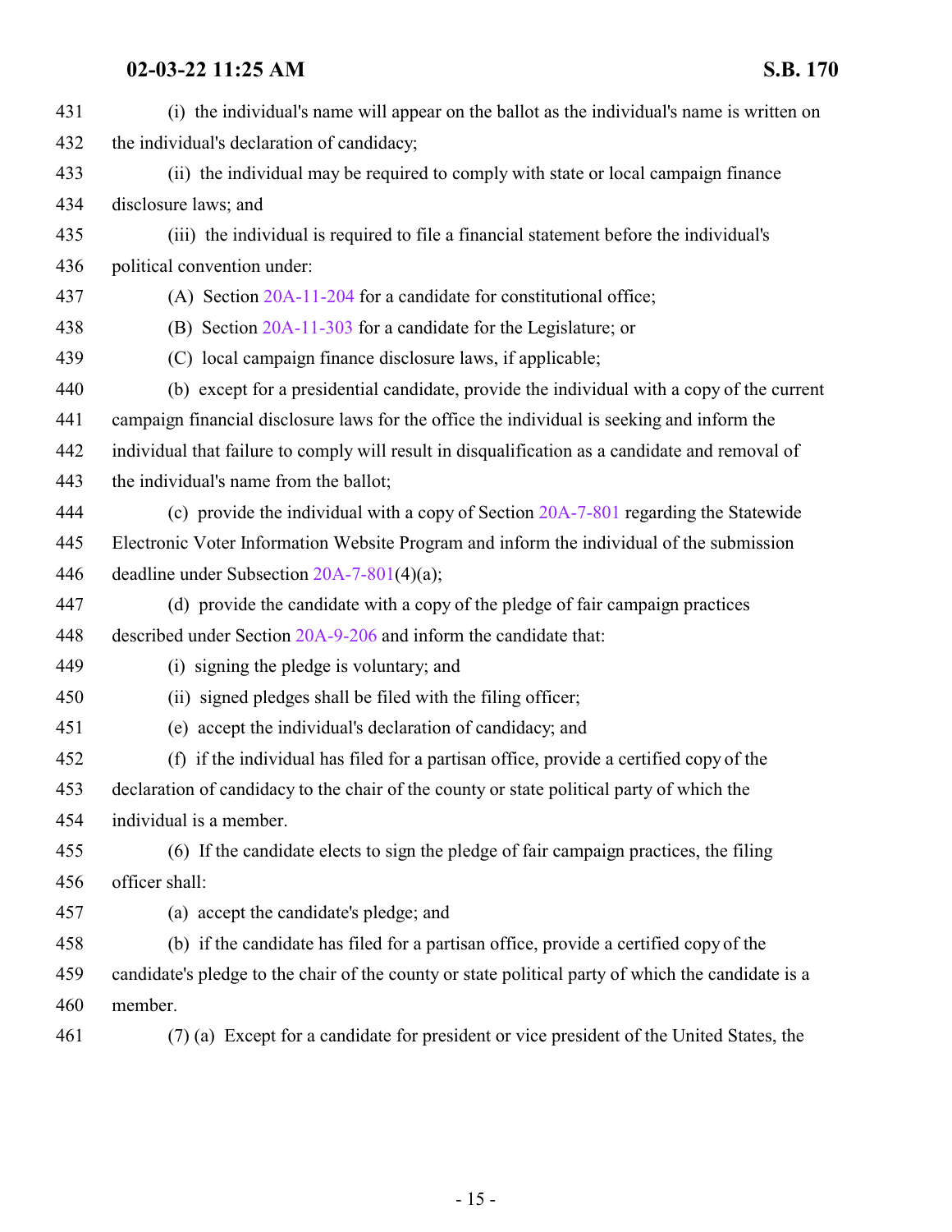(i) the individual's name will appear on the ballot as the individual's name is written on the individual's declaration of candidacy;

(ii) the individual may be required to comply with state or local campaign finance disclosure laws; and

(iii) the individual is required to file a financial statement before the individual's political convention under:

(A) Section 20A-11-204 for a candidate for constitutional office;

(B) Section 20A-11-303 for a candidate for the Legislature; or

(C) local campaign finance disclosure laws, if applicable;

(b) except for a presidential candidate, provide the individual with a copy of the current campaign financial disclosure laws for the office the individual is seeking and inform the individual that failure to comply will result in disqualification as a candidate and removal of the individual's name from the ballot;

(c) provide the individual with a copy of Section 20A-7-801 regarding the Statewide Electronic Voter Information Website Program and inform the individual of the submission deadline under Subsection 20A-7-801(4)(a);

(d) provide the candidate with a copy of the pledge of fair campaign practices described under Section 20A-9-206 and inform the candidate that:

(i) signing the pledge is voluntary; and

(ii) signed pledges shall be filed with the filing officer;

(e) accept the individual's declaration of candidacy; and

(f) if the individual has filed for a partisan office, provide a certified copy of the declaration of candidacy to the chair of the county or state political party of which the individual is a member.

(6) If the candidate elects to sign the pledge of fair campaign practices, the filing officer shall:

(a) accept the candidate's pledge; and

(b) if the candidate has filed for a partisan office, provide a certified copy of the candidate's pledge to the chair of the county or state political party of which the candidate is a member.

(7) (a) Except for a candidate for president or vice president of the United States, the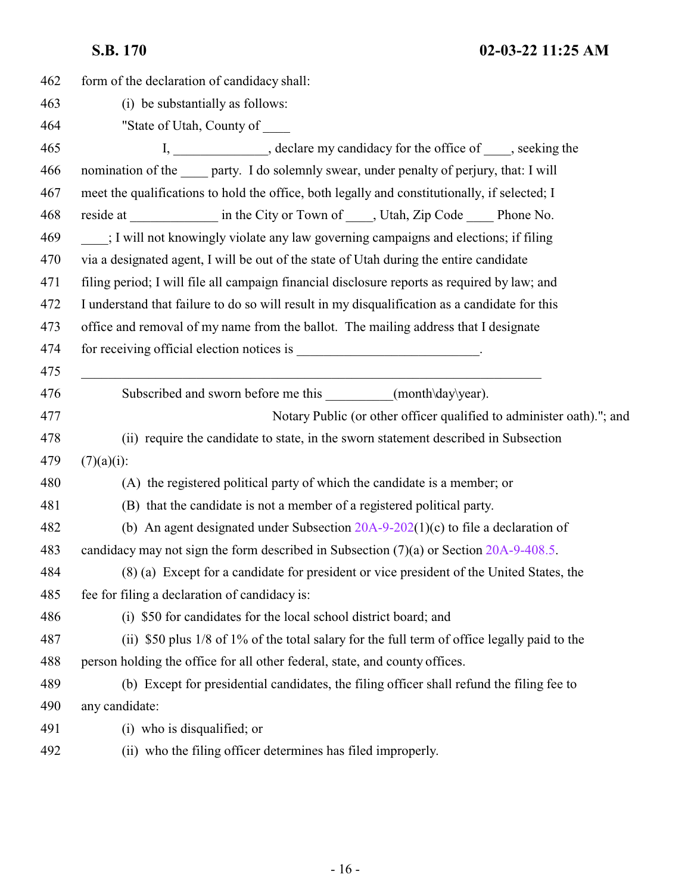form of the declaration of candidacy shall:

(i) be substantially as follows:

"State of Utah, County of ____

I, ______________, declare my candidacy for the office of ____, seeking the nomination of the ____ party. I do solemnly swear, under penalty of perjury, that: I will meet the qualifications to hold the office, both legally and constitutionally, if selected; I reside at _____________ in the City or Town of ____, Utah, Zip Code ____ Phone No. ____; I will not knowingly violate any law governing campaigns and elections; if filing via a designated agent, I will be out of the state of Utah during the entire candidate filing period; I will file all campaign financial disclosure reports as required by law; and I understand that failure to do so will result in my disqualification as a candidate for this office and removal of my name from the ballot. The mailing address that I designate for receiving official election notices is ___________________________.

______________________________________________________________________

Subscribed and sworn before me this __________(month\day\year).

Notary Public (or other officer qualified to administer oath)."; and

(ii) require the candidate to state, in the sworn statement described in Subsection (7)(a)(i):

(A) the registered political party of which the candidate is a member; or

(B) that the candidate is not a member of a registered political party.

(b) An agent designated under Subsection 20A-9-202(1)(c) to file a declaration of candidacy may not sign the form described in Subsection (7)(a) or Section 20A-9-408.5.

(8) (a) Except for a candidate for president or vice president of the United States, the fee for filing a declaration of candidacy is:

(i) $50 for candidates for the local school district board; and

(ii) $50 plus 1/8 of 1% of the total salary for the full term of office legally paid to the person holding the office for all other federal, state, and county offices.

(b) Except for presidential candidates, the filing officer shall refund the filing fee to any candidate:

(i) who is disqualified; or

(ii) who the filing officer determines has filed improperly.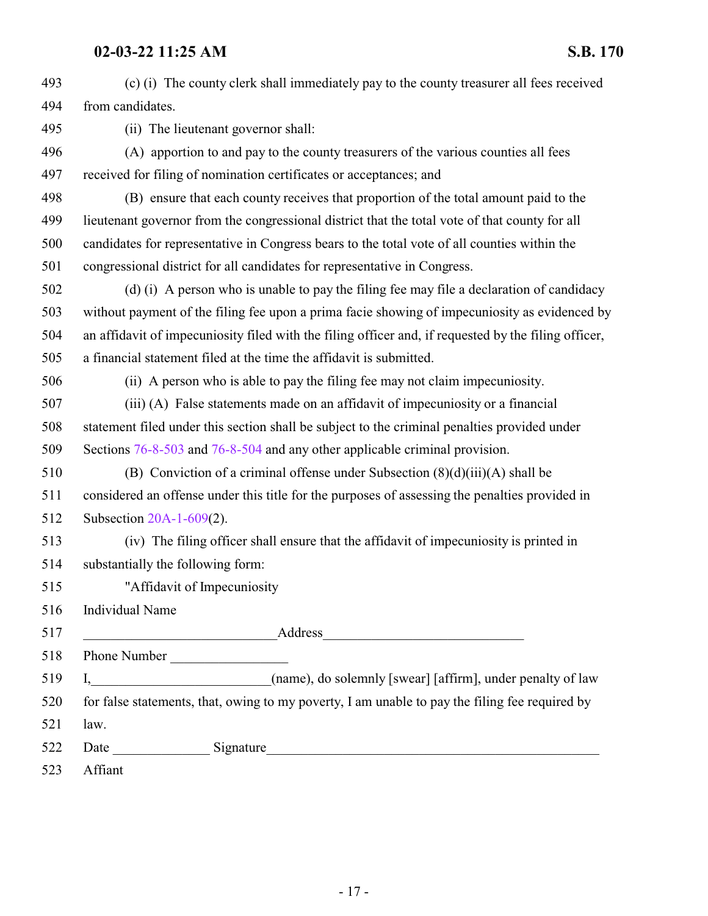(c) (i) The county clerk shall immediately pay to the county treasurer all fees received from candidates.

(ii) The lieutenant governor shall:

(A) apportion to and pay to the county treasurers of the various counties all fees received for filing of nomination certificates or acceptances; and

(B) ensure that each county receives that proportion of the total amount paid to the lieutenant governor from the congressional district that the total vote of that county for all candidates for representative in Congress bears to the total vote of all counties within the congressional district for all candidates for representative in Congress.

(d) (i) A person who is unable to pay the filing fee may file a declaration of candidacy without payment of the filing fee upon a prima facie showing of impecuniosity as evidenced by an affidavit of impecuniosity filed with the filing officer and, if requested by the filing officer, a financial statement filed at the time the affidavit is submitted.

(ii) A person who is able to pay the filing fee may not claim impecuniosity.

(iii) (A) False statements made on an affidavit of impecuniosity or a financial statement filed under this section shall be subject to the criminal penalties provided under Sections 76-8-503 and 76-8-504 and any other applicable criminal provision.

(B) Conviction of a criminal offense under Subsection (8)(d)(iii)(A) shall be considered an offense under this title for the purposes of assessing the penalties provided in Subsection 20A-1-609(2).

(iv) The filing officer shall ensure that the affidavit of impecuniosity is printed in substantially the following form:

"Affidavit of Impecuniosity

Individual Name

____________________________Address_____________________________

Phone Number _________________

I,__________________________(name), do solemnly [swear] [affirm], under penalty of law for false statements, that, owing to my poverty, I am unable to pay the filing fee required by law.

Date ______________ Signature________________________________________________

Affiant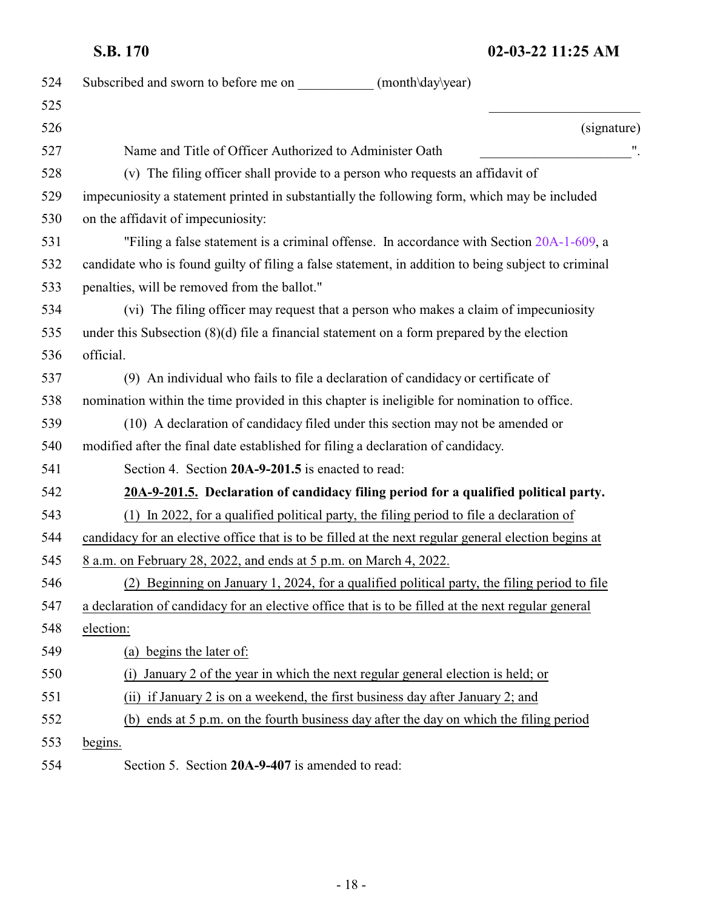Subscribed and sworn to before me on ___________ (month\day\year)

______________________

(signature)

Name and Title of Officer Authorized to Administer Oath ______________________".

(v) The filing officer shall provide to a person who requests an affidavit of impecuniosity a statement printed in substantially the following form, which may be included on the affidavit of impecuniosity:

"Filing a false statement is a criminal offense. In accordance with Section 20A-1-609, a candidate who is found guilty of filing a false statement, in addition to being subject to criminal penalties, will be removed from the ballot."

(vi) The filing officer may request that a person who makes a claim of impecuniosity under this Subsection (8)(d) file a financial statement on a form prepared by the election official.

(9) An individual who fails to file a declaration of candidacy or certificate of nomination within the time provided in this chapter is ineligible for nomination to office.

(10) A declaration of candidacy filed under this section may not be amended or modified after the final date established for filing a declaration of candidacy.

Section 4. Section **20A-9-201.5** is enacted to read:

**20A-9-201.5. Declaration of candidacy filing period for a qualified political party.**

(1) In 2022, for a qualified political party, the filing period to file a declaration of candidacy for an elective office that is to be filled at the next regular general election begins at 8 a.m. on February 28, 2022, and ends at 5 p.m. on March 4, 2022.

(2) Beginning on January 1, 2024, for a qualified political party, the filing period to file a declaration of candidacy for an elective office that is to be filled at the next regular general election:

(a) begins the later of:

(i) January 2 of the year in which the next regular general election is held; or

(ii) if January 2 is on a weekend, the first business day after January 2; and

(b) ends at 5 p.m. on the fourth business day after the day on which the filing period begins.

Section 5. Section **20A-9-407** is amended to read: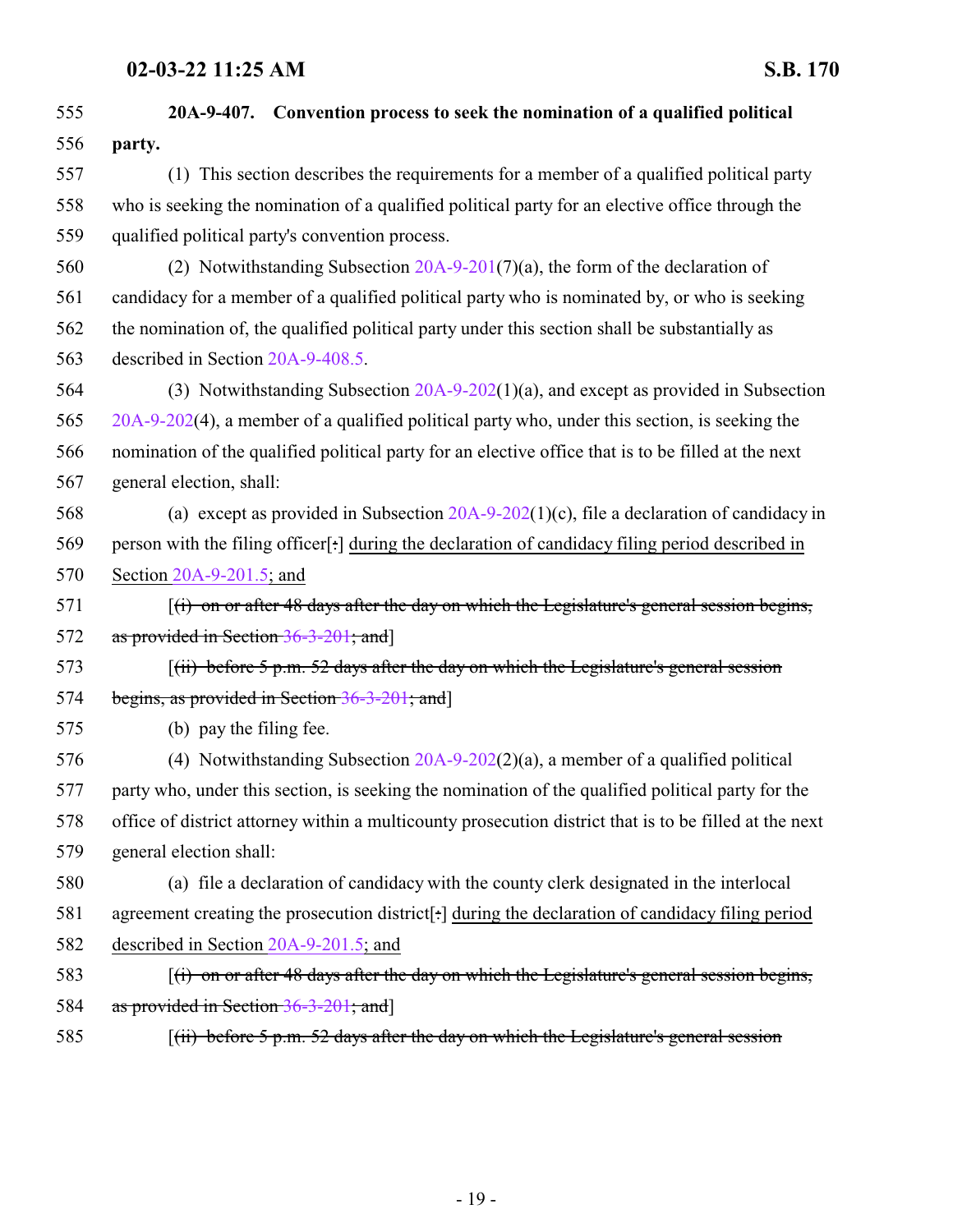**20A-9-407. Convention process to seek the nomination of a qualified political party.**

(1) This section describes the requirements for a member of a qualified political party who is seeking the nomination of a qualified political party for an elective office through the qualified political party's convention process.

(2) Notwithstanding Subsection 20A-9-201(7)(a), the form of the declaration of candidacy for a member of a qualified political party who is nominated by, or who is seeking the nomination of, the qualified political party under this section shall be substantially as described in Section 20A-9-408.5.

(3) Notwithstanding Subsection 20A-9-202(1)(a), and except as provided in Subsection 20A-9-202(4), a member of a qualified political party who, under this section, is seeking the nomination of the qualified political party for an elective office that is to be filled at the next general election, shall:

(a) except as provided in Subsection 20A-9-202(1)(c), file a declaration of candidacy in person with the filing officer[~~:~~] <u>during the declaration of candidacy filing period described in Section 20A-9-201.5; and</u>

[~~(i) on or after 48 days after the day on which the Legislature's general session begins, as provided in Section 36-3-201; and~~]

[~~(ii) before 5 p.m. 52 days after the day on which the Legislature's general session begins, as provided in Section 36-3-201; and~~]

(b) pay the filing fee.

(4) Notwithstanding Subsection 20A-9-202(2)(a), a member of a qualified political party who, under this section, is seeking the nomination of the qualified political party for the office of district attorney within a multicounty prosecution district that is to be filled at the next general election shall:

(a) file a declaration of candidacy with the county clerk designated in the interlocal agreement creating the prosecution district[~~:~~] <u>during the declaration of candidacy filing period described in Section 20A-9-201.5; and</u>

[~~(i) on or after 48 days after the day on which the Legislature's general session begins, as provided in Section 36-3-201; and~~]

[~~(ii) before 5 p.m. 52 days after the day on which the Legislature's general session~~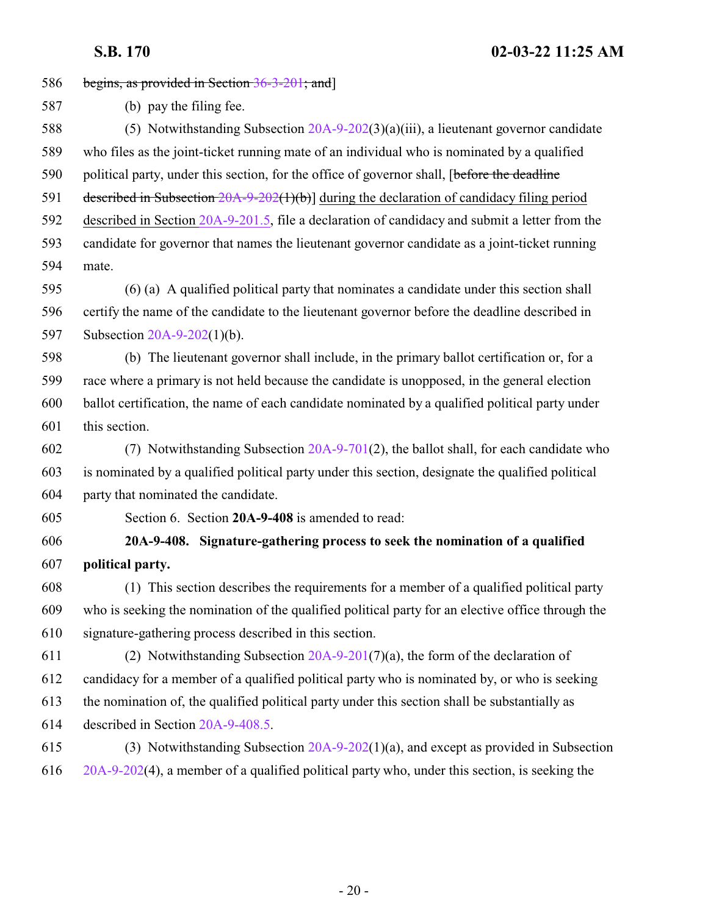586 ~~begins, as provided in Section 36-3-201; and~~]

587 (b) pay the filing fee.

588 (5) Notwithstanding Subsection 20A-9-202(3)(a)(iii), a lieutenant governor candidate
589 who files as the joint-ticket running mate of an individual who is nominated by a qualified
590 political party, under this section, for the office of governor shall, [~~before the deadline~~
591 ~~described in Subsection 20A-9-202(1)(b)~~] <u>during the declaration of candidacy filing period</u>
592 <u>described in Section 20A-9-201.5</u>, file a declaration of candidacy and submit a letter from the
593 candidate for governor that names the lieutenant governor candidate as a joint-ticket running
594 mate.

595 (6) (a) A qualified political party that nominates a candidate under this section shall
596 certify the name of the candidate to the lieutenant governor before the deadline described in
597 Subsection 20A-9-202(1)(b).

598 (b) The lieutenant governor shall include, in the primary ballot certification or, for a
599 race where a primary is not held because the candidate is unopposed, in the general election
600 ballot certification, the name of each candidate nominated by a qualified political party under
601 this section.

602 (7) Notwithstanding Subsection 20A-9-701(2), the ballot shall, for each candidate who
603 is nominated by a qualified political party under this section, designate the qualified political
604 party that nominated the candidate.

605 Section 6. Section **20A-9-408** is amended to read:

606 **20A-9-408. Signature-gathering process to seek the nomination of a qualified**
607 **political party.**

608 (1) This section describes the requirements for a member of a qualified political party
609 who is seeking the nomination of the qualified political party for an elective office through the
610 signature-gathering process described in this section.

611 (2) Notwithstanding Subsection 20A-9-201(7)(a), the form of the declaration of
612 candidacy for a member of a qualified political party who is nominated by, or who is seeking
613 the nomination of, the qualified political party under this section shall be substantially as
614 described in Section 20A-9-408.5.

615 (3) Notwithstanding Subsection 20A-9-202(1)(a), and except as provided in Subsection
616 20A-9-202(4), a member of a qualified political party who, under this section, is seeking the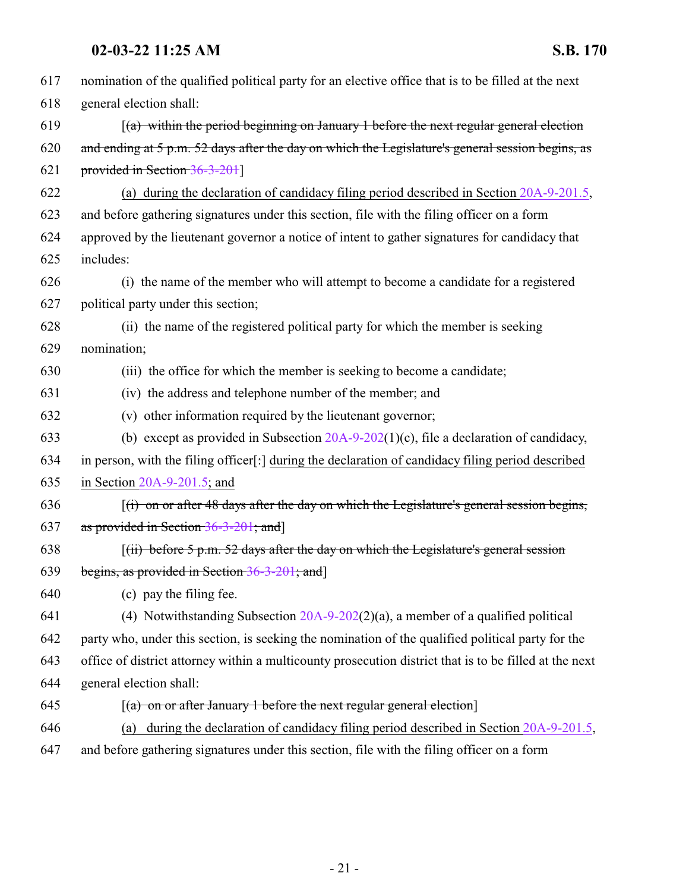617 nomination of the qualified political party for an elective office that is to be filled at the next
618 general election shall:

619 [~~(a) within the period beginning on January 1 before the next regular general election~~
620 ~~and ending at 5 p.m. 52 days after the day on which the Legislature's general session begins, as~~
621 ~~provided in Section 36-3-201~~]

622 (a) during the declaration of candidacy filing period described in Section 20A-9-201.5,
623 and before gathering signatures under this section, file with the filing officer on a form
624 approved by the lieutenant governor a notice of intent to gather signatures for candidacy that
625 includes:

626 (i) the name of the member who will attempt to become a candidate for a registered
627 political party under this section;

628 (ii) the name of the registered political party for which the member is seeking
629 nomination;

630 (iii) the office for which the member is seeking to become a candidate;

631 (iv) the address and telephone number of the member; and

632 (v) other information required by the lieutenant governor;

633 (b) except as provided in Subsection 20A-9-202(1)(c), file a declaration of candidacy,
634 in person, with the filing officer[~~:~~] during the declaration of candidacy filing period described
635 in Section 20A-9-201.5; and

636 [~~(i) on or after 48 days after the day on which the Legislature's general session begins,~~
637 ~~as provided in Section 36-3-201; and~~]

638 [~~(ii) before 5 p.m. 52 days after the day on which the Legislature's general session~~
639 ~~begins, as provided in Section 36-3-201; and~~]

640 (c) pay the filing fee.

641 (4) Notwithstanding Subsection 20A-9-202(2)(a), a member of a qualified political
642 party who, under this section, is seeking the nomination of the qualified political party for the
643 office of district attorney within a multicounty prosecution district that is to be filled at the next
644 general election shall:

645 [~~(a) on or after January 1 before the next regular general election~~]

646 (a) during the declaration of candidacy filing period described in Section 20A-9-201.5,
647 and before gathering signatures under this section, file with the filing officer on a form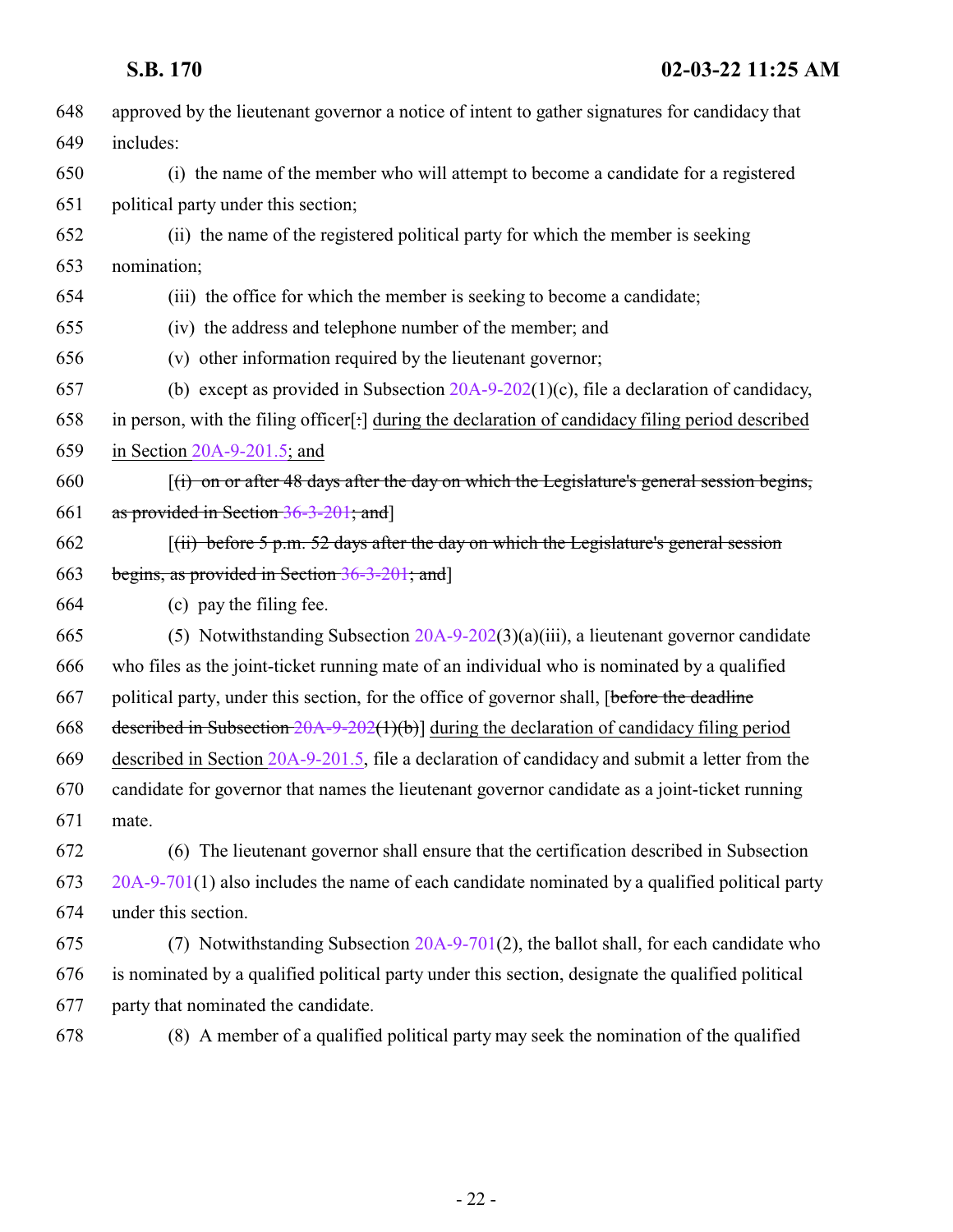648 approved by the lieutenant governor a notice of intent to gather signatures for candidacy that
649 includes:

650 (i) the name of the member who will attempt to become a candidate for a registered
651 political party under this section;

652 (ii) the name of the registered political party for which the member is seeking
653 nomination;

654 (iii) the office for which the member is seeking to become a candidate;

655 (iv) the address and telephone number of the member; and

656 (v) other information required by the lieutenant governor;

657 (b) except as provided in Subsection 20A-9-202(1)(c), file a declaration of candidacy,
658 in person, with the filing officer[~~:~~] <u>during the declaration of candidacy filing period described</u>
659 <u>in Section 20A-9-201.5; and</u>

660 [~~(i) on or after 48 days after the day on which the Legislature's general session begins,~~
661 ~~as provided in Section 36-3-201; and~~]

662 [~~(ii) before 5 p.m. 52 days after the day on which the Legislature's general session~~
663 ~~begins, as provided in Section 36-3-201; and~~]

664 (c) pay the filing fee.

665 (5) Notwithstanding Subsection 20A-9-202(3)(a)(iii), a lieutenant governor candidate
666 who files as the joint-ticket running mate of an individual who is nominated by a qualified
667 political party, under this section, for the office of governor shall, [~~before the deadline~~
668 ~~described in Subsection 20A-9-202(1)(b)~~] <u>during the declaration of candidacy filing period</u>
669 <u>described in Section 20A-9-201.5</u>, file a declaration of candidacy and submit a letter from the
670 candidate for governor that names the lieutenant governor candidate as a joint-ticket running
671 mate.

672 (6) The lieutenant governor shall ensure that the certification described in Subsection
673 20A-9-701(1) also includes the name of each candidate nominated by a qualified political party
674 under this section.

675 (7) Notwithstanding Subsection 20A-9-701(2), the ballot shall, for each candidate who
676 is nominated by a qualified political party under this section, designate the qualified political
677 party that nominated the candidate.

678 (8) A member of a qualified political party may seek the nomination of the qualified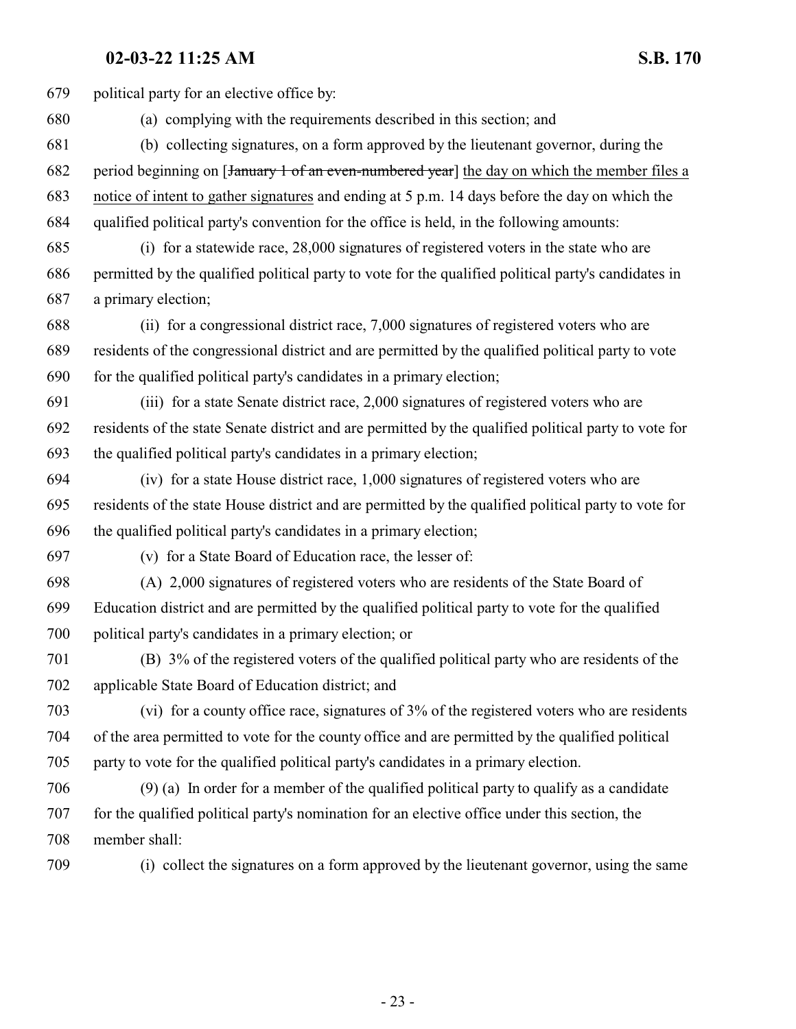political party for an elective office by:

(a) complying with the requirements described in this section; and

(b) collecting signatures, on a form approved by the lieutenant governor, during the period beginning on [~~January 1 of an even-numbered year~~] <u>the day on which the member files a notice of intent to gather signatures</u> and ending at 5 p.m. 14 days before the day on which the qualified political party's convention for the office is held, in the following amounts:

(i) for a statewide race, 28,000 signatures of registered voters in the state who are permitted by the qualified political party to vote for the qualified political party's candidates in a primary election;

(ii) for a congressional district race, 7,000 signatures of registered voters who are residents of the congressional district and are permitted by the qualified political party to vote for the qualified political party's candidates in a primary election;

(iii) for a state Senate district race, 2,000 signatures of registered voters who are residents of the state Senate district and are permitted by the qualified political party to vote for the qualified political party's candidates in a primary election;

(iv) for a state House district race, 1,000 signatures of registered voters who are residents of the state House district and are permitted by the qualified political party to vote for the qualified political party's candidates in a primary election;

(v) for a State Board of Education race, the lesser of:

(A) 2,000 signatures of registered voters who are residents of the State Board of Education district and are permitted by the qualified political party to vote for the qualified political party's candidates in a primary election; or

(B) 3% of the registered voters of the qualified political party who are residents of the applicable State Board of Education district; and

(vi) for a county office race, signatures of 3% of the registered voters who are residents of the area permitted to vote for the county office and are permitted by the qualified political party to vote for the qualified political party's candidates in a primary election.

(9) (a) In order for a member of the qualified political party to qualify as a candidate for the qualified political party's nomination for an elective office under this section, the member shall:

(i) collect the signatures on a form approved by the lieutenant governor, using the same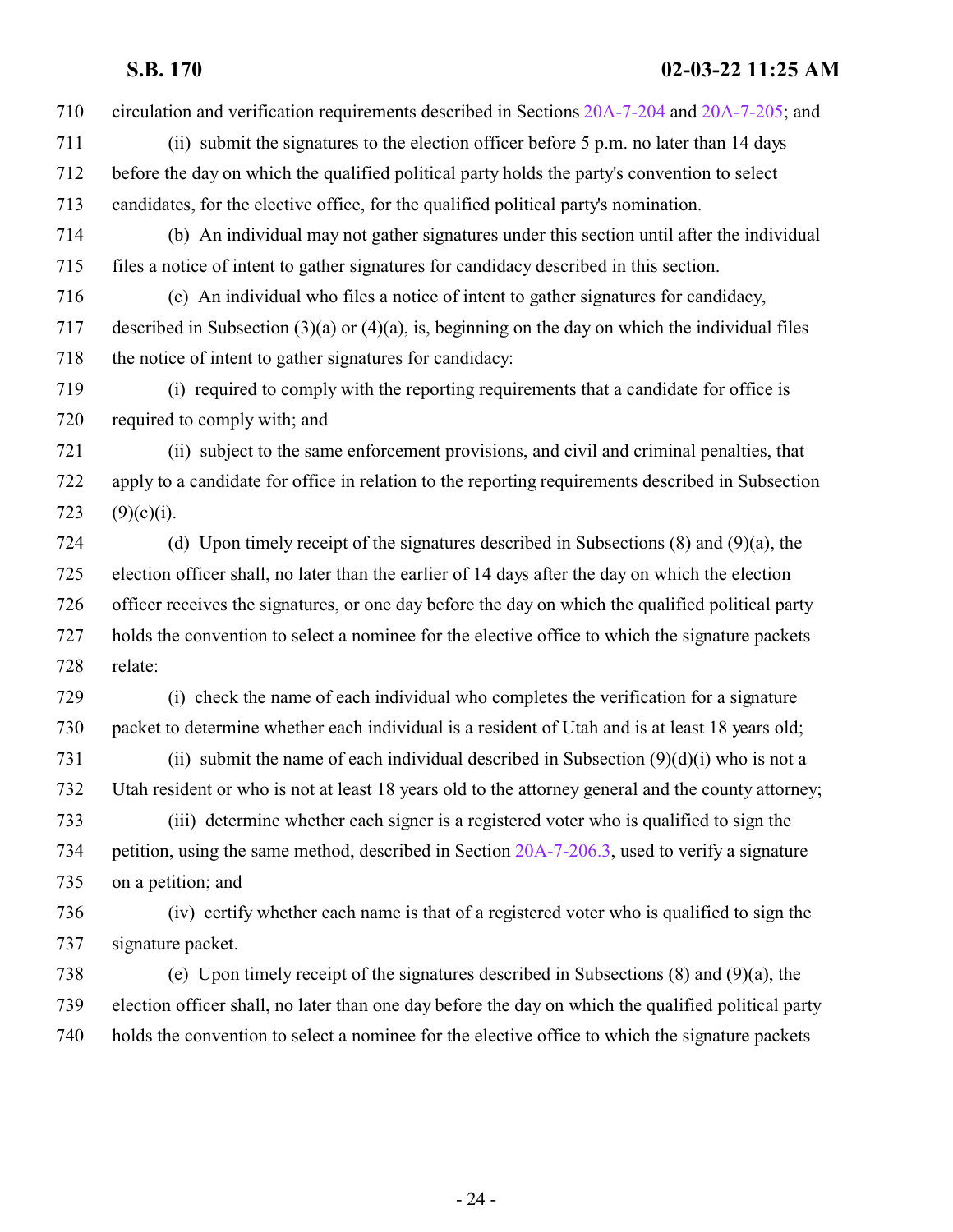circulation and verification requirements described in Sections 20A-7-204 and 20A-7-205; and

(ii) submit the signatures to the election officer before 5 p.m. no later than 14 days before the day on which the qualified political party holds the party's convention to select candidates, for the elective office, for the qualified political party's nomination.

(b) An individual may not gather signatures under this section until after the individual files a notice of intent to gather signatures for candidacy described in this section.

(c) An individual who files a notice of intent to gather signatures for candidacy, described in Subsection (3)(a) or (4)(a), is, beginning on the day on which the individual files the notice of intent to gather signatures for candidacy:

(i) required to comply with the reporting requirements that a candidate for office is required to comply with; and

(ii) subject to the same enforcement provisions, and civil and criminal penalties, that apply to a candidate for office in relation to the reporting requirements described in Subsection (9)(c)(i).

(d) Upon timely receipt of the signatures described in Subsections (8) and (9)(a), the election officer shall, no later than the earlier of 14 days after the day on which the election officer receives the signatures, or one day before the day on which the qualified political party holds the convention to select a nominee for the elective office to which the signature packets relate:

(i) check the name of each individual who completes the verification for a signature packet to determine whether each individual is a resident of Utah and is at least 18 years old;

(ii) submit the name of each individual described in Subsection (9)(d)(i) who is not a Utah resident or who is not at least 18 years old to the attorney general and the county attorney;

(iii) determine whether each signer is a registered voter who is qualified to sign the petition, using the same method, described in Section 20A-7-206.3, used to verify a signature on a petition; and

(iv) certify whether each name is that of a registered voter who is qualified to sign the signature packet.

(e) Upon timely receipt of the signatures described in Subsections (8) and (9)(a), the election officer shall, no later than one day before the day on which the qualified political party holds the convention to select a nominee for the elective office to which the signature packets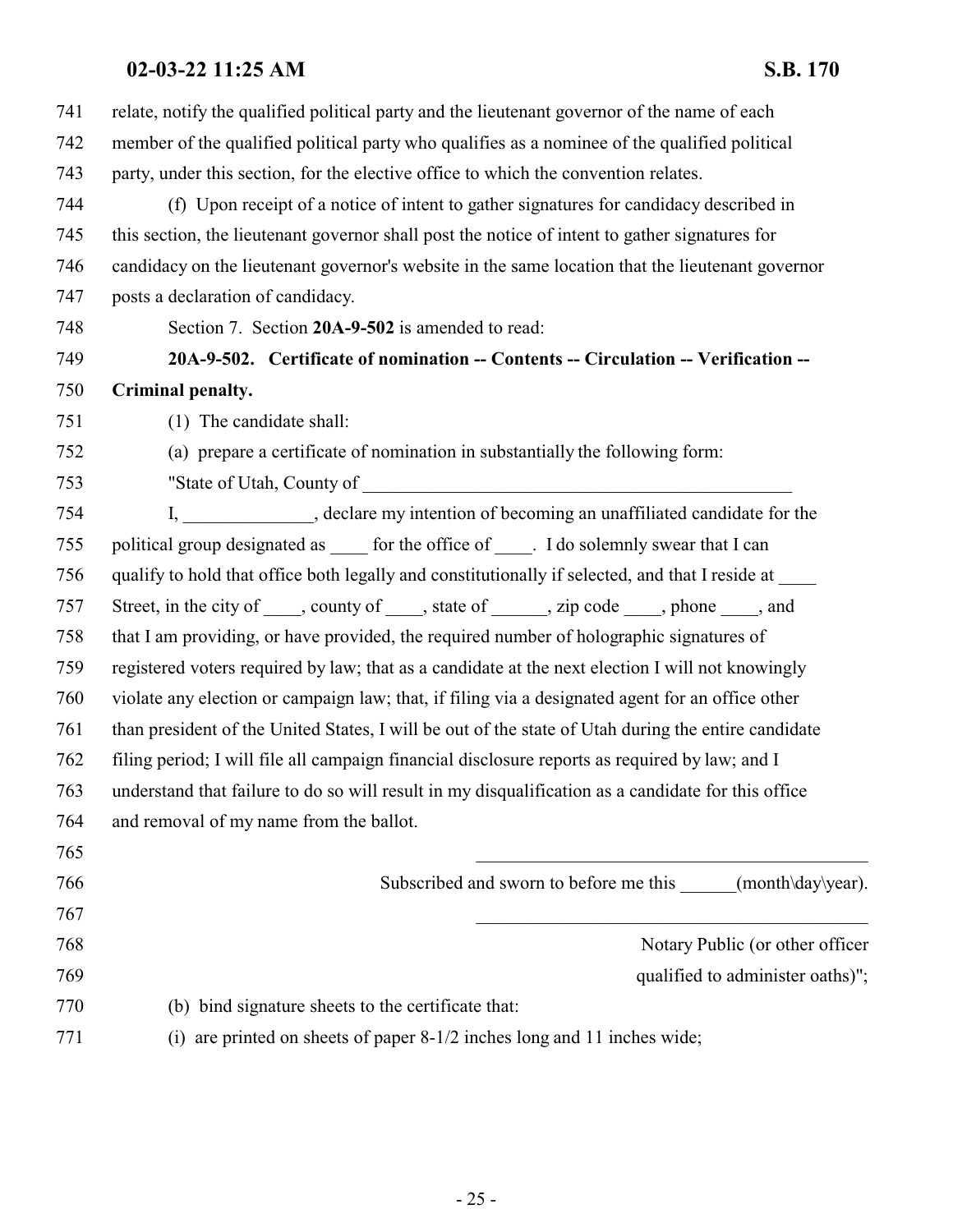relate, notify the qualified political party and the lieutenant governor of the name of each member of the qualified political party who qualifies as a nominee of the qualified political party, under this section, for the elective office to which the convention relates.

(f) Upon receipt of a notice of intent to gather signatures for candidacy described in this section, the lieutenant governor shall post the notice of intent to gather signatures for candidacy on the lieutenant governor's website in the same location that the lieutenant governor posts a declaration of candidacy.

Section 7. Section **20A-9-502** is amended to read:

**20A-9-502. Certificate of nomination -- Contents -- Circulation -- Verification -- Criminal penalty.**

(1) The candidate shall:

(a) prepare a certificate of nomination in substantially the following form:

"State of Utah, County of ________________________________________________

I, ______________, declare my intention of becoming an unaffiliated candidate for the political group designated as ____ for the office of ____. I do solemnly swear that I can qualify to hold that office both legally and constitutionally if selected, and that I reside at ____ Street, in the city of ____, county of ____, state of ______, zip code ____, phone ____, and that I am providing, or have provided, the required number of holographic signatures of registered voters required by law; that as a candidate at the next election I will not knowingly violate any election or campaign law; that, if filing via a designated agent for an office other than president of the United States, I will be out of the state of Utah during the entire candidate filing period; I will file all campaign financial disclosure reports as required by law; and I understand that failure to do so will result in my disqualification as a candidate for this office and removal of my name from the ballot.

____________________________________________

Subscribed and sworn to before me this ______(month\day\year).

____________________________________________

Notary Public (or other officer qualified to administer oaths)";

(b) bind signature sheets to the certificate that:

(i) are printed on sheets of paper 8-1/2 inches long and 11 inches wide;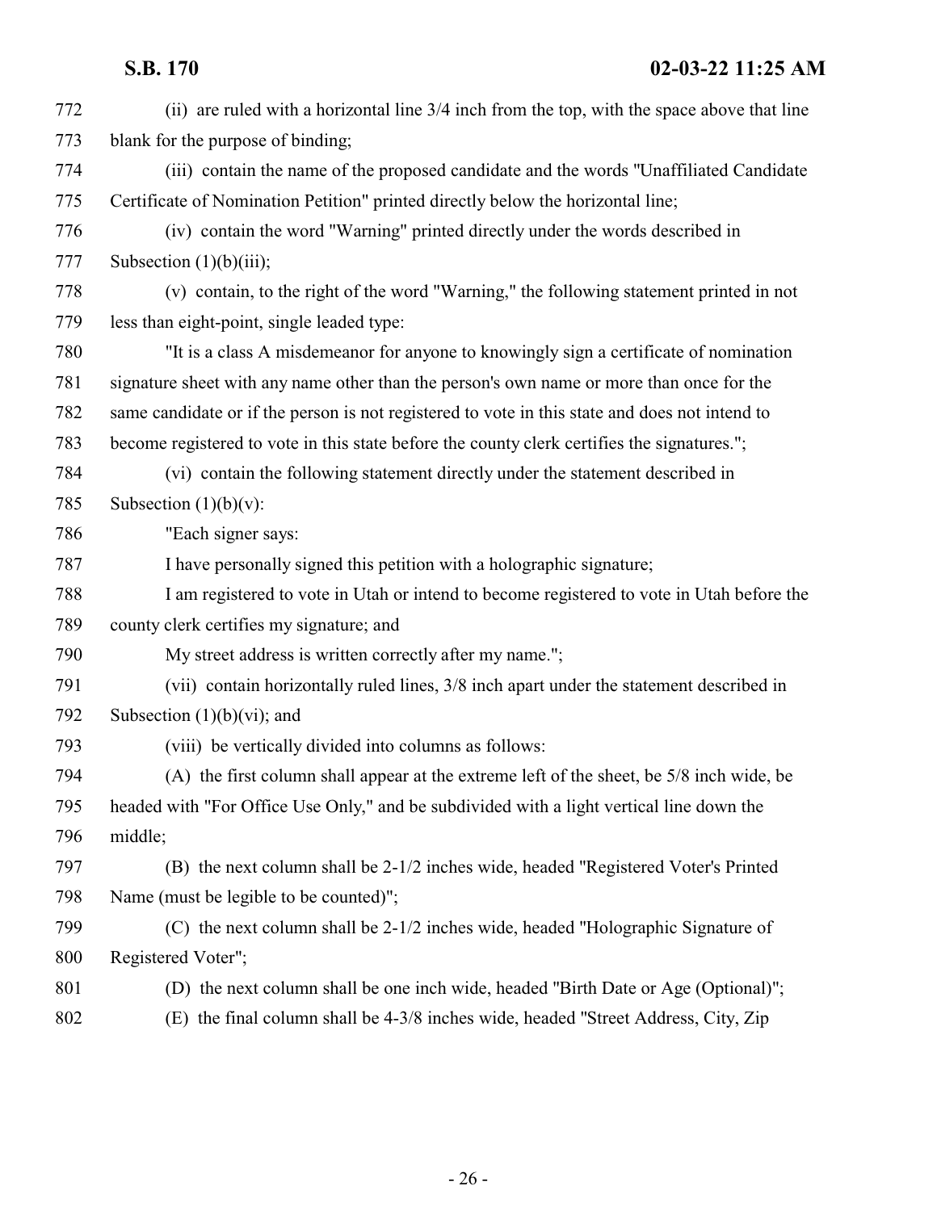(ii) are ruled with a horizontal line 3/4 inch from the top, with the space above that line blank for the purpose of binding;

(iii) contain the name of the proposed candidate and the words "Unaffiliated Candidate Certificate of Nomination Petition" printed directly below the horizontal line;

(iv) contain the word "Warning" printed directly under the words described in Subsection (1)(b)(iii);

(v) contain, to the right of the word "Warning," the following statement printed in not less than eight-point, single leaded type:

"It is a class A misdemeanor for anyone to knowingly sign a certificate of nomination signature sheet with any name other than the person's own name or more than once for the same candidate or if the person is not registered to vote in this state and does not intend to become registered to vote in this state before the county clerk certifies the signatures.";

(vi) contain the following statement directly under the statement described in Subsection (1)(b)(v):

"Each signer says:

I have personally signed this petition with a holographic signature;

I am registered to vote in Utah or intend to become registered to vote in Utah before the county clerk certifies my signature; and

My street address is written correctly after my name.";

(vii) contain horizontally ruled lines, 3/8 inch apart under the statement described in Subsection (1)(b)(vi); and

(viii) be vertically divided into columns as follows:

(A) the first column shall appear at the extreme left of the sheet, be 5/8 inch wide, be headed with "For Office Use Only," and be subdivided with a light vertical line down the middle;

(B) the next column shall be 2-1/2 inches wide, headed "Registered Voter's Printed Name (must be legible to be counted)";

(C) the next column shall be 2-1/2 inches wide, headed "Holographic Signature of Registered Voter";

(D) the next column shall be one inch wide, headed "Birth Date or Age (Optional)";

(E) the final column shall be 4-3/8 inches wide, headed "Street Address, City, Zip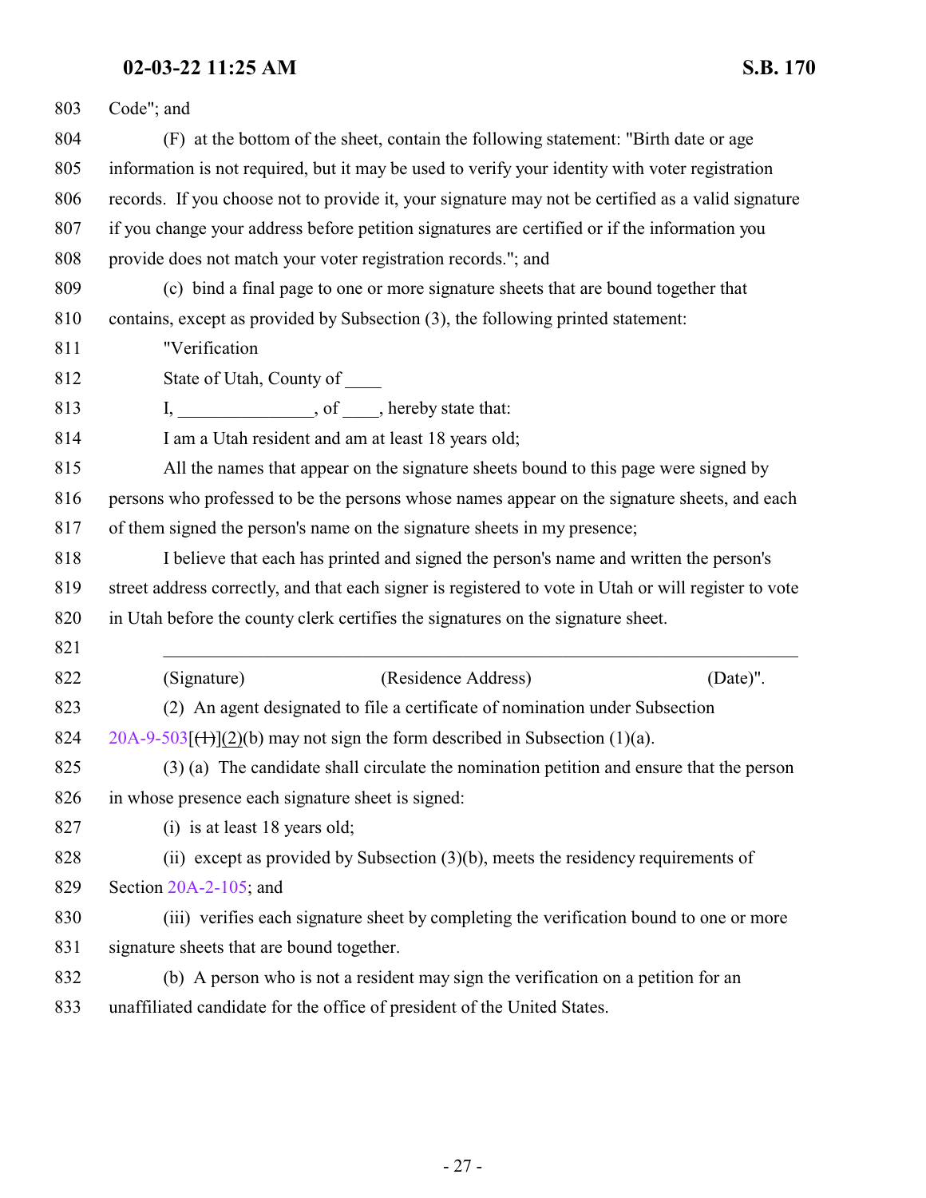Code"; and

(F) at the bottom of the sheet, contain the following statement: "Birth date or age information is not required, but it may be used to verify your identity with voter registration records. If you choose not to provide it, your signature may not be certified as a valid signature if you change your address before petition signatures are certified or if the information you provide does not match your voter registration records."; and

(c) bind a final page to one or more signature sheets that are bound together that contains, except as provided by Subsection (3), the following printed statement:

"Verification

State of Utah, County of ____

I, _______________, of ____, hereby state that:

I am a Utah resident and am at least 18 years old;

All the names that appear on the signature sheets bound to this page were signed by persons who professed to be the persons whose names appear on the signature sheets, and each of them signed the person's name on the signature sheets in my presence;

I believe that each has printed and signed the person's name and written the person's street address correctly, and that each signer is registered to vote in Utah or will register to vote in Utah before the county clerk certifies the signatures on the signature sheet.

______________________________________________________________

(Signature) (Residence Address) (Date)".

(2) An agent designated to file a certificate of nomination under Subsection 20A-9-503[~~(1)~~](2)(b) may not sign the form described in Subsection (1)(a).

(3) (a) The candidate shall circulate the nomination petition and ensure that the person in whose presence each signature sheet is signed:

(i) is at least 18 years old;

(ii) except as provided by Subsection (3)(b), meets the residency requirements of Section 20A-2-105; and

(iii) verifies each signature sheet by completing the verification bound to one or more signature sheets that are bound together.

(b) A person who is not a resident may sign the verification on a petition for an unaffiliated candidate for the office of president of the United States.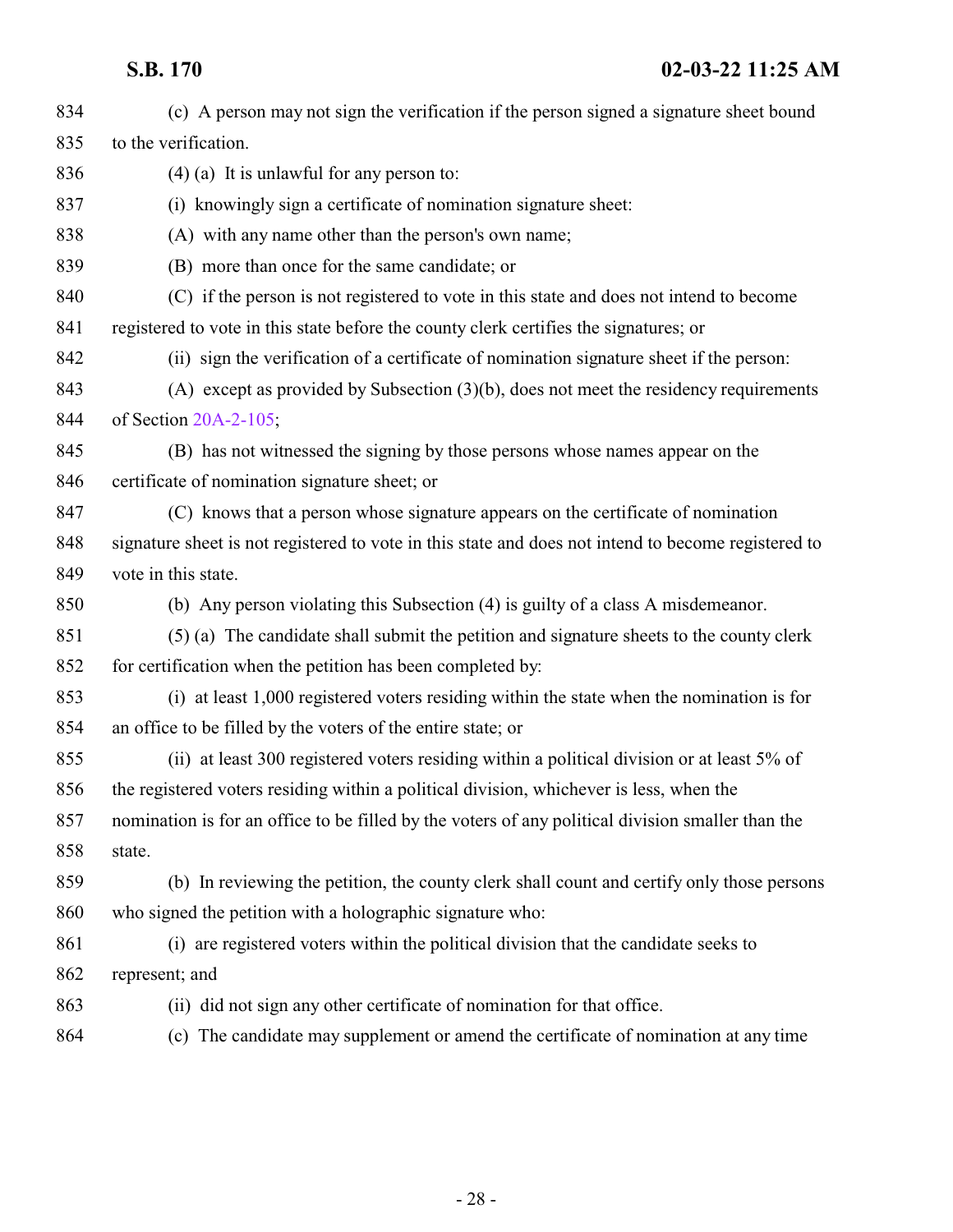(c) A person may not sign the verification if the person signed a signature sheet bound to the verification.

(4) (a) It is unlawful for any person to:

(i) knowingly sign a certificate of nomination signature sheet:

(A) with any name other than the person's own name;

(B) more than once for the same candidate; or

(C) if the person is not registered to vote in this state and does not intend to become registered to vote in this state before the county clerk certifies the signatures; or

(ii) sign the verification of a certificate of nomination signature sheet if the person:

(A) except as provided by Subsection (3)(b), does not meet the residency requirements of Section 20A-2-105;

(B) has not witnessed the signing by those persons whose names appear on the certificate of nomination signature sheet; or

(C) knows that a person whose signature appears on the certificate of nomination signature sheet is not registered to vote in this state and does not intend to become registered to vote in this state.

(b) Any person violating this Subsection (4) is guilty of a class A misdemeanor.

(5) (a) The candidate shall submit the petition and signature sheets to the county clerk for certification when the petition has been completed by:

(i) at least 1,000 registered voters residing within the state when the nomination is for an office to be filled by the voters of the entire state; or

(ii) at least 300 registered voters residing within a political division or at least 5% of the registered voters residing within a political division, whichever is less, when the nomination is for an office to be filled by the voters of any political division smaller than the state.

(b) In reviewing the petition, the county clerk shall count and certify only those persons who signed the petition with a holographic signature who:

(i) are registered voters within the political division that the candidate seeks to represent; and

(ii) did not sign any other certificate of nomination for that office.

(c) The candidate may supplement or amend the certificate of nomination at any time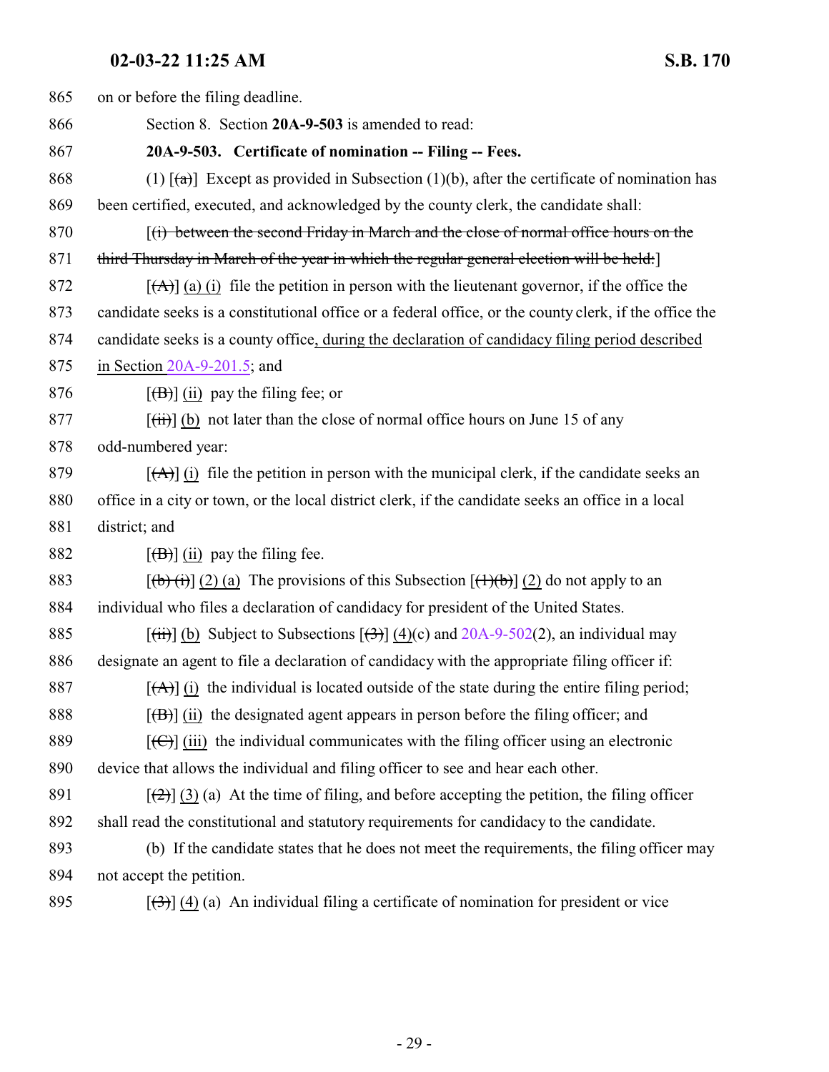865 on or before the filing deadline.

866 Section 8. Section **20A-9-503** is amended to read:

867 **20A-9-503. Certificate of nomination -- Filing -- Fees.**

868 (1) [~~(a)~~] Except as provided in Subsection (1)(b), after the certificate of nomination has
869 been certified, executed, and acknowledged by the county clerk, the candidate shall:

870 [~~(i) between the second Friday in March and the close of normal office hours on the~~
871 ~~third Thursday in March of the year in which the regular general election will be held:~~]

872 [~~(A)~~] (a) (i) file the petition in person with the lieutenant governor, if the office the
873 candidate seeks is a constitutional office or a federal office, or the county clerk, if the office the
874 candidate seeks is a county office, during the declaration of candidacy filing period described
875 in Section 20A-9-201.5; and

876 [~~(B)~~] (ii) pay the filing fee; or

877 [~~(ii)~~] (b) not later than the close of normal office hours on June 15 of any
878 odd-numbered year:

879 [~~(A)~~] (i) file the petition in person with the municipal clerk, if the candidate seeks an
880 office in a city or town, or the local district clerk, if the candidate seeks an office in a local
881 district; and

882 [~~(B)~~] (ii) pay the filing fee.

883 [~~(b) (i)~~] (2) (a) The provisions of this Subsection [~~(1)(b)~~] (2) do not apply to an
884 individual who files a declaration of candidacy for president of the United States.

885 [~~(ii)~~] (b) Subject to Subsections [~~(3)~~] (4)(c) and 20A-9-502(2), an individual may
886 designate an agent to file a declaration of candidacy with the appropriate filing officer if:

887 [~~(A)~~] (i) the individual is located outside of the state during the entire filing period;

888 [~~(B)~~] (ii) the designated agent appears in person before the filing officer; and

889 [~~(C)~~] (iii) the individual communicates with the filing officer using an electronic
890 device that allows the individual and filing officer to see and hear each other.

891 [~~(2)~~] (3) (a) At the time of filing, and before accepting the petition, the filing officer
892 shall read the constitutional and statutory requirements for candidacy to the candidate.

893 (b) If the candidate states that he does not meet the requirements, the filing officer may
894 not accept the petition.

895 [~~(3)~~] (4) (a) An individual filing a certificate of nomination for president or vice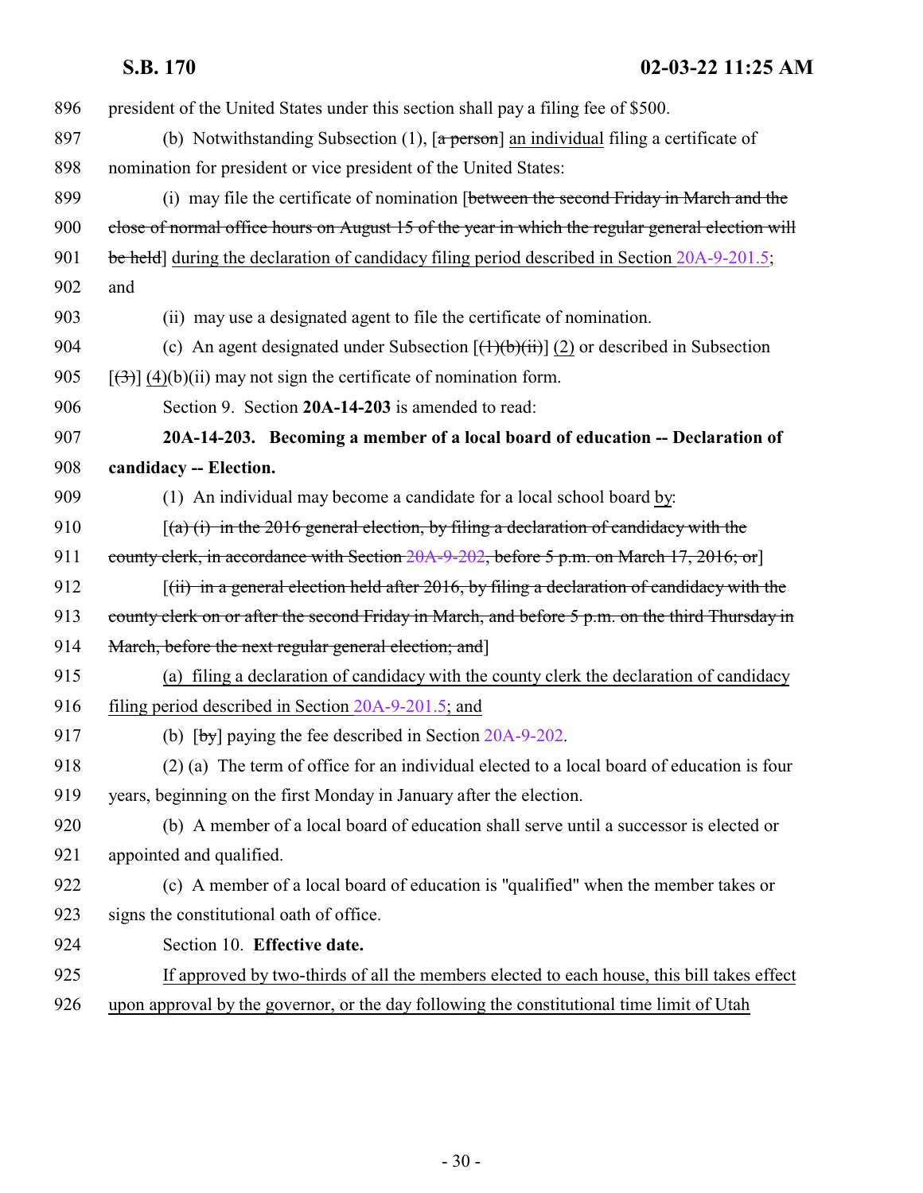896 president of the United States under this section shall pay a filing fee of $500.

897 (b) Notwithstanding Subsection (1), [~~a person~~] an individual filing a certificate of

898 nomination for president or vice president of the United States:

899 (i) may file the certificate of nomination [~~between the second Friday in March and the~~

900 ~~close of normal office hours on August 15 of the year in which the regular general election will~~

901 ~~be held~~] during the declaration of candidacy filing period described in Section 20A-9-201.5;

902 and

903 (ii) may use a designated agent to file the certificate of nomination.

904 (c) An agent designated under Subsection [~~(1)(b)(ii)~~] (2) or described in Subsection

905 [~~(3)~~] (4)(b)(ii) may not sign the certificate of nomination form.

906 Section 9. Section **20A-14-203** is amended to read:

907 **20A-14-203. Becoming a member of a local board of education -- Declaration of**

908 **candidacy -- Election.**

909 (1) An individual may become a candidate for a local school board by:

910 [~~(a) (i) in the 2016 general election, by filing a declaration of candidacy with the~~

911 ~~county clerk, in accordance with Section 20A-9-202, before 5 p.m. on March 17, 2016; or~~]

912 [~~(ii) in a general election held after 2016, by filing a declaration of candidacy with the~~

913 ~~county clerk on or after the second Friday in March, and before 5 p.m. on the third Thursday in~~

914 ~~March, before the next regular general election; and~~]

915 (a) filing a declaration of candidacy with the county clerk the declaration of candidacy

916 filing period described in Section 20A-9-201.5; and

917 (b) [~~by~~] paying the fee described in Section 20A-9-202.

918 (2) (a) The term of office for an individual elected to a local board of education is four

919 years, beginning on the first Monday in January after the election.

920 (b) A member of a local board of education shall serve until a successor is elected or

921 appointed and qualified.

922 (c) A member of a local board of education is "qualified" when the member takes or

923 signs the constitutional oath of office.

924 Section 10. **Effective date.**

925 If approved by two-thirds of all the members elected to each house, this bill takes effect

926 upon approval by the governor, or the day following the constitutional time limit of Utah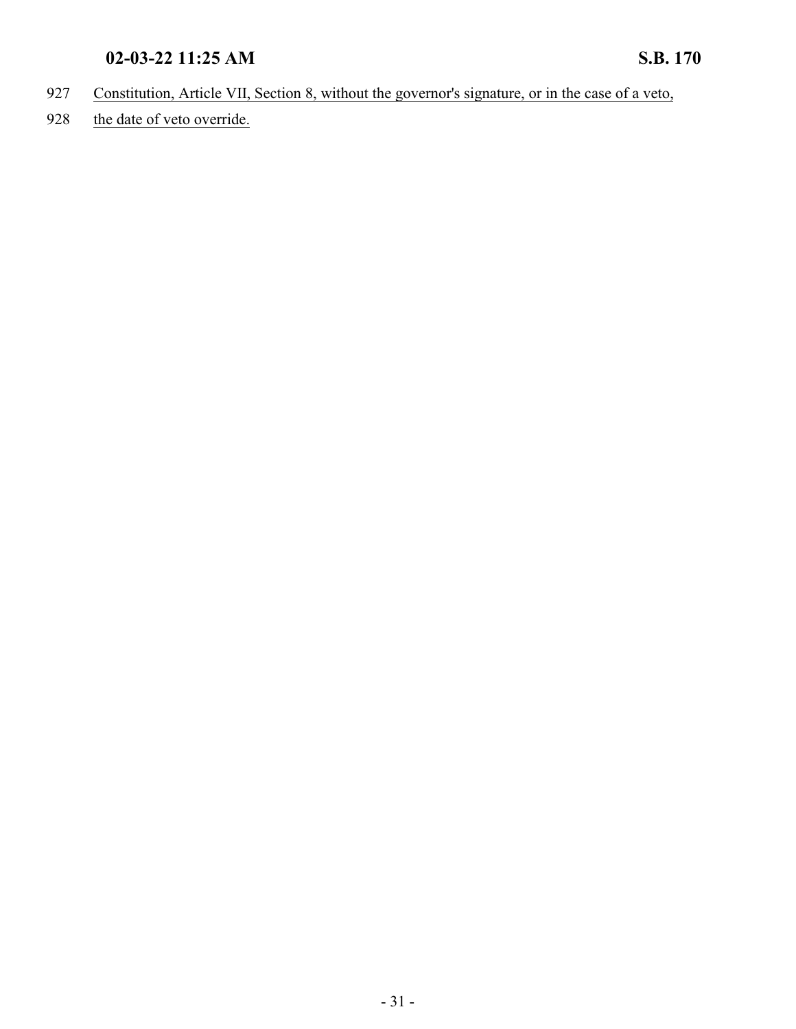927 Constitution, Article VII, Section 8, without the governor's signature, or in the case of a veto,

928 the date of veto override.